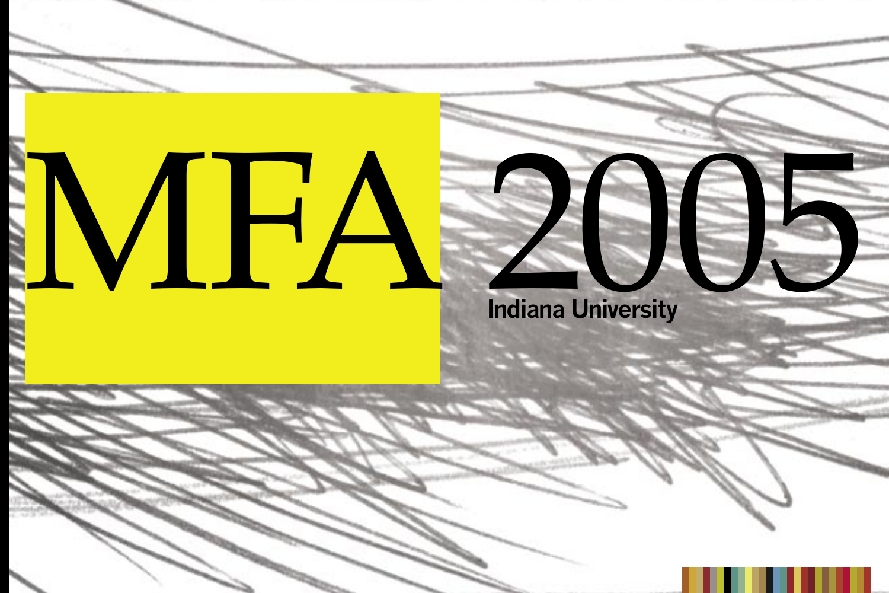# MFA 2005

Indiana University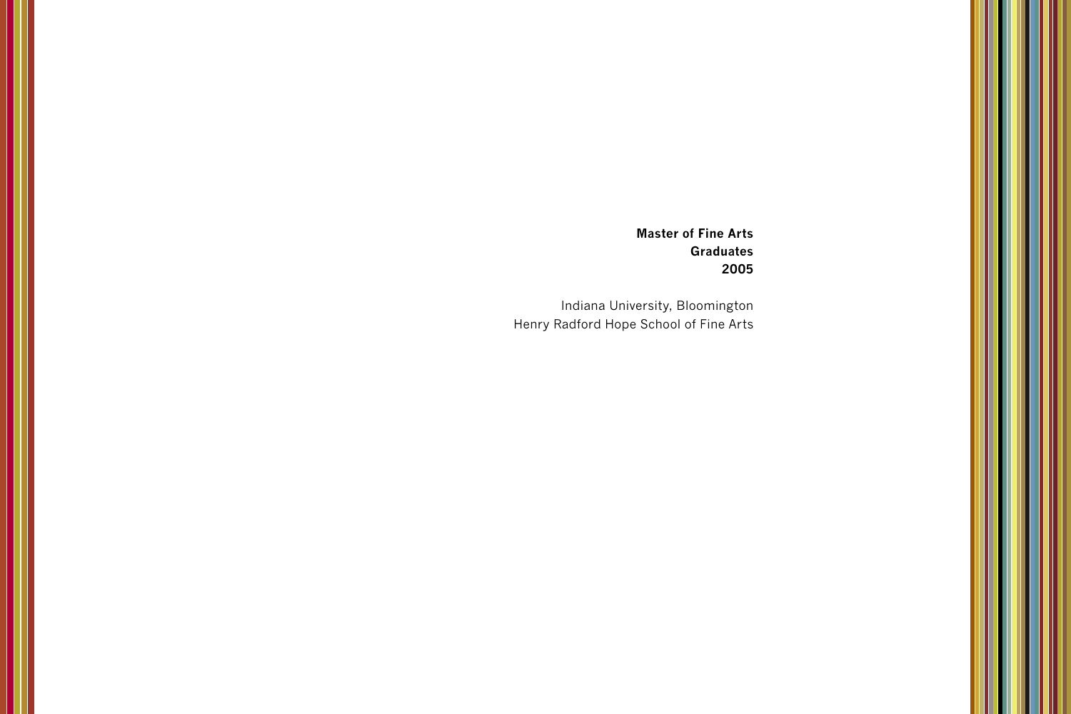**Master of Fine Arts**
**Graduates**
**2005**

Indiana University, Bloomington
Henry Radford Hope School of Fine Arts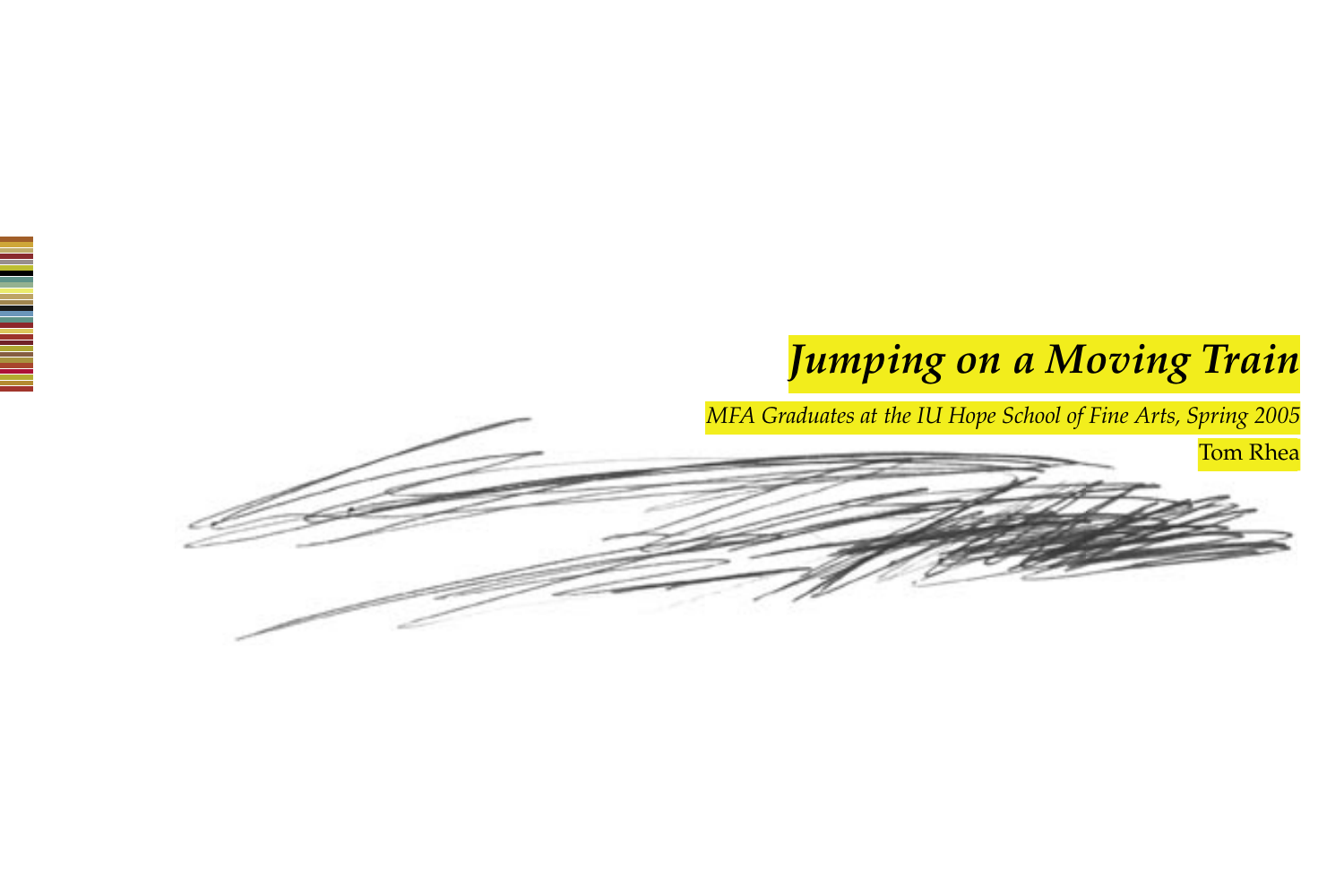# *Jumping on a Moving Train*

*MFA Graduates at the IU Hope School of Fine Arts, Spring 2005*

Tom Rhea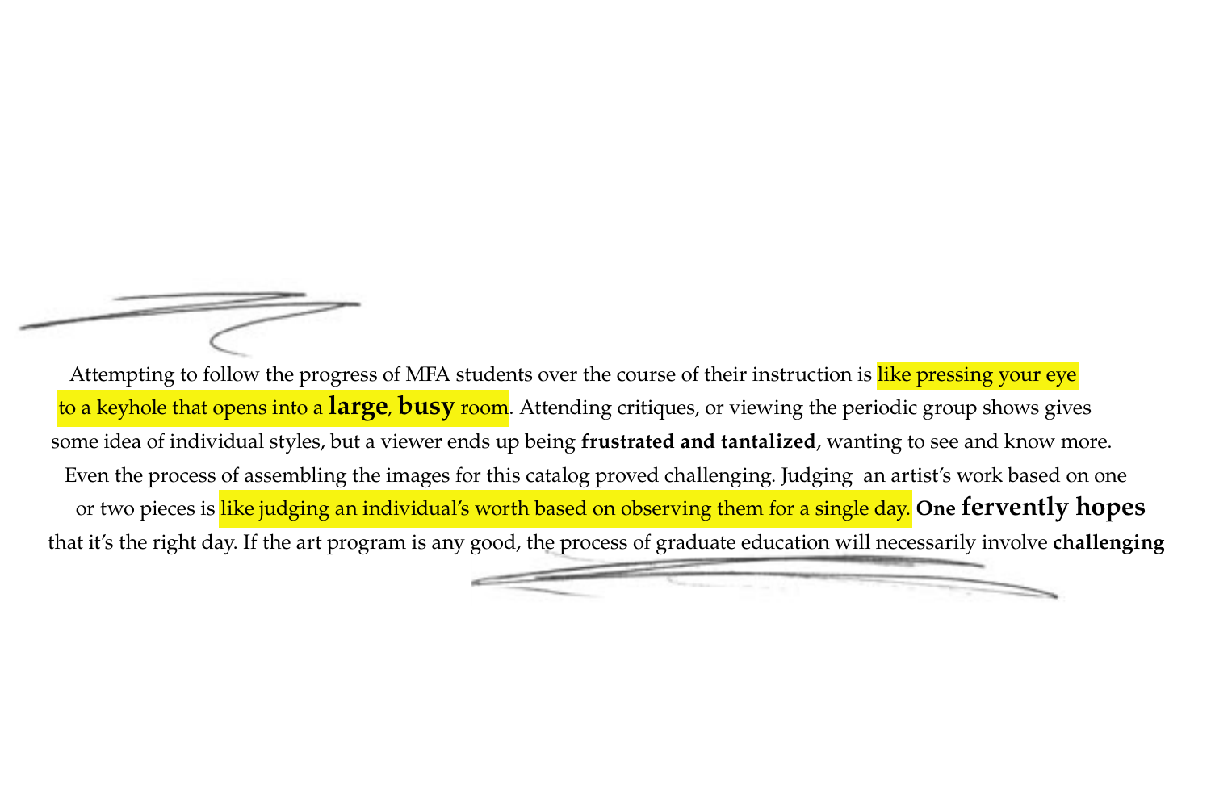Attempting to follow the progress of MFA students over the course of their instruction is like pressing your eye to a keyhole that opens into a **large**, **busy** room. Attending critiques, or viewing the periodic group shows gives some idea of individual styles, but a viewer ends up being **frustrated and tantalized**, wanting to see and know more. Even the process of assembling the images for this catalog proved challenging. Judging an artist's work based on one or two pieces is like judging an individual's worth based on observing them for a single day. **One fervently hopes** that it's the right day. If the art program is any good, the process of graduate education will necessarily involve **challenging**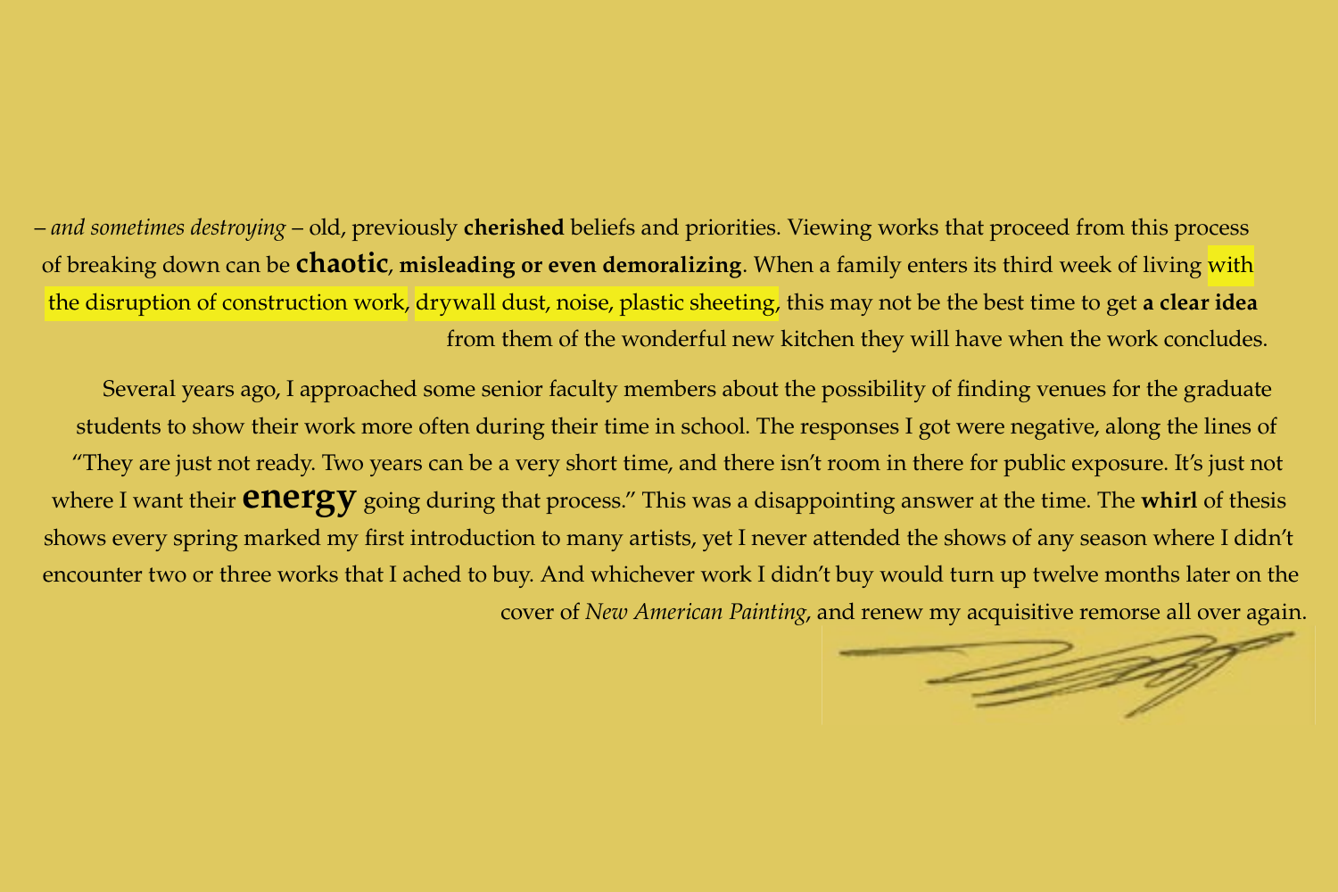– *and sometimes destroying* – old, previously **cherished** beliefs and priorities. Viewing works that proceed from this process of breaking down can be **chaotic**, **misleading or even demoralizing**. When a family enters its third week of living with the disruption of construction work, drywall dust, noise, plastic sheeting, this may not be the best time to get **a clear idea** from them of the wonderful new kitchen they will have when the work concludes.

Several years ago, I approached some senior faculty members about the possibility of finding venues for the graduate students to show their work more often during their time in school. The responses I got were negative, along the lines of "They are just not ready. Two years can be a very short time, and there isn't room in there for public exposure. It's just not where I want their **energy** going during that process." This was a disappointing answer at the time. The **whirl** of thesis shows every spring marked my first introduction to many artists, yet I never attended the shows of any season where I didn't encounter two or three works that I ached to buy. And whichever work I didn't buy would turn up twelve months later on the cover of *New American Painting*, and renew my acquisitive remorse all over again.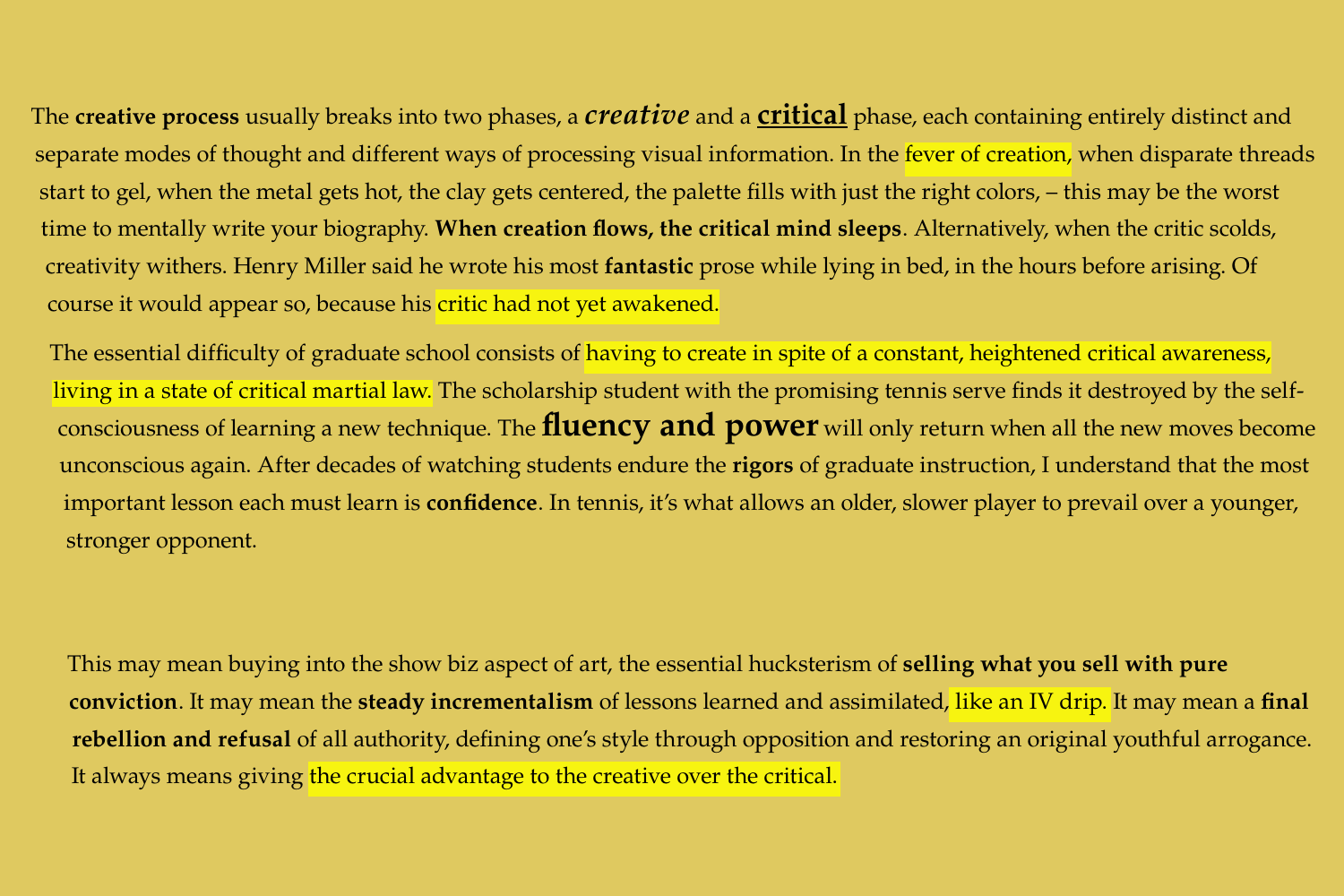The **creative process** usually breaks into two phases, a ***creative*** and a **critical** phase, each containing entirely distinct and separate modes of thought and different ways of processing visual information. In the fever of creation, when disparate threads start to gel, when the metal gets hot, the clay gets centered, the palette fills with just the right colors, – this may be the worst time to mentally write your biography. **When creation flows, the critical mind sleeps**. Alternatively, when the critic scolds, creativity withers. Henry Miller said he wrote his most **fantastic** prose while lying in bed, in the hours before arising. Of course it would appear so, because his critic had not yet awakened.

The essential difficulty of graduate school consists of having to create in spite of a constant, heightened critical awareness, living in a state of critical martial law. The scholarship student with the promising tennis serve finds it destroyed by the self-consciousness of learning a new technique. The **fluency and power** will only return when all the new moves become unconscious again. After decades of watching students endure the **rigors** of graduate instruction, I understand that the most important lesson each must learn is **confidence**. In tennis, it's what allows an older, slower player to prevail over a younger, stronger opponent.

This may mean buying into the show biz aspect of art, the essential hucksterism of **selling what you sell with pure conviction**. It may mean the **steady incrementalism** of lessons learned and assimilated, like an IV drip. It may mean a **final rebellion and refusal** of all authority, defining one's style through opposition and restoring an original youthful arrogance. It always means giving the crucial advantage to the creative over the critical.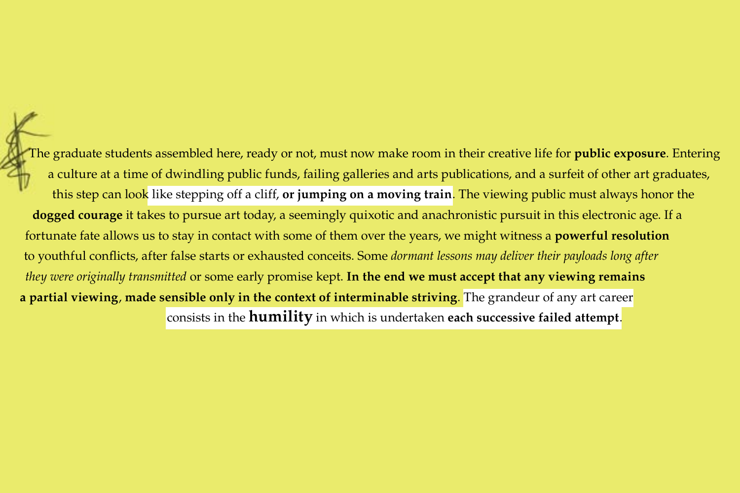The graduate students assembled here, ready or not, must now make room in their creative life for **public exposure**. Entering a culture at a time of dwindling public funds, failing galleries and arts publications, and a surfeit of other art graduates, this step can look like stepping off a cliff, **or jumping on a moving train**. The viewing public must always honor the **dogged courage** it takes to pursue art today, a seemingly quixotic and anachronistic pursuit in this electronic age. If a fortunate fate allows us to stay in contact with some of them over the years, we might witness a **powerful resolution** to youthful conflicts, after false starts or exhausted conceits. Some *dormant lessons may deliver their payloads long after they were originally transmitted* or some early promise kept. **In the end we must accept that any viewing remains a partial viewing**, **made sensible only in the context of interminable striving**. The grandeur of any art career consists in the **humility** in which is undertaken **each successive failed attempt**.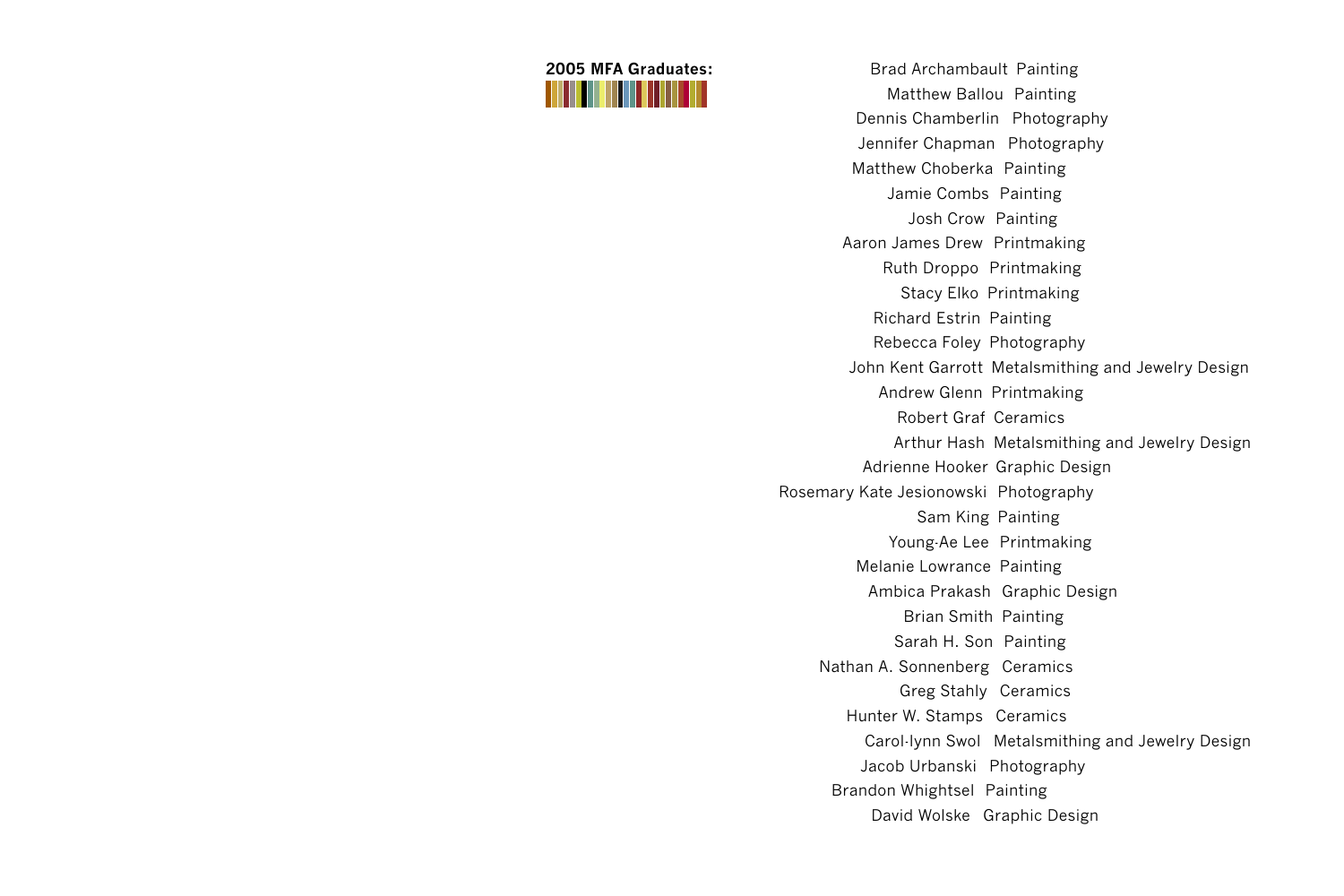**2005 MFA Graduates:**

Brad Archambault  Painting
Matthew Ballou  Painting
Dennis Chamberlin  Photography
Jennifer Chapman  Photography
Matthew Choberka  Painting
Jamie Combs  Painting
Josh Crow  Painting
Aaron James Drew  Printmaking
Ruth Droppo  Printmaking
Stacy Elko  Printmaking
Richard Estrin  Painting
Rebecca Foley  Photography
John Kent Garrott  Metalsmithing and Jewelry Design
Andrew Glenn  Printmaking
Robert Graf  Ceramics
Arthur Hash  Metalsmithing and Jewelry Design
Adrienne Hooker  Graphic Design
Rosemary Kate Jesionowski  Photography
Sam King  Painting
Young-Ae Lee  Printmaking
Melanie Lowrance  Painting
Ambica Prakash  Graphic Design
Brian Smith  Painting
Sarah H. Son  Painting
Nathan A. Sonnenberg  Ceramics
Greg Stahly  Ceramics
Hunter W. Stamps  Ceramics
Carol-lynn Swol  Metalsmithing and Jewelry Design
Jacob Urbanski  Photography
Brandon Whightsel  Painting
David Wolske  Graphic Design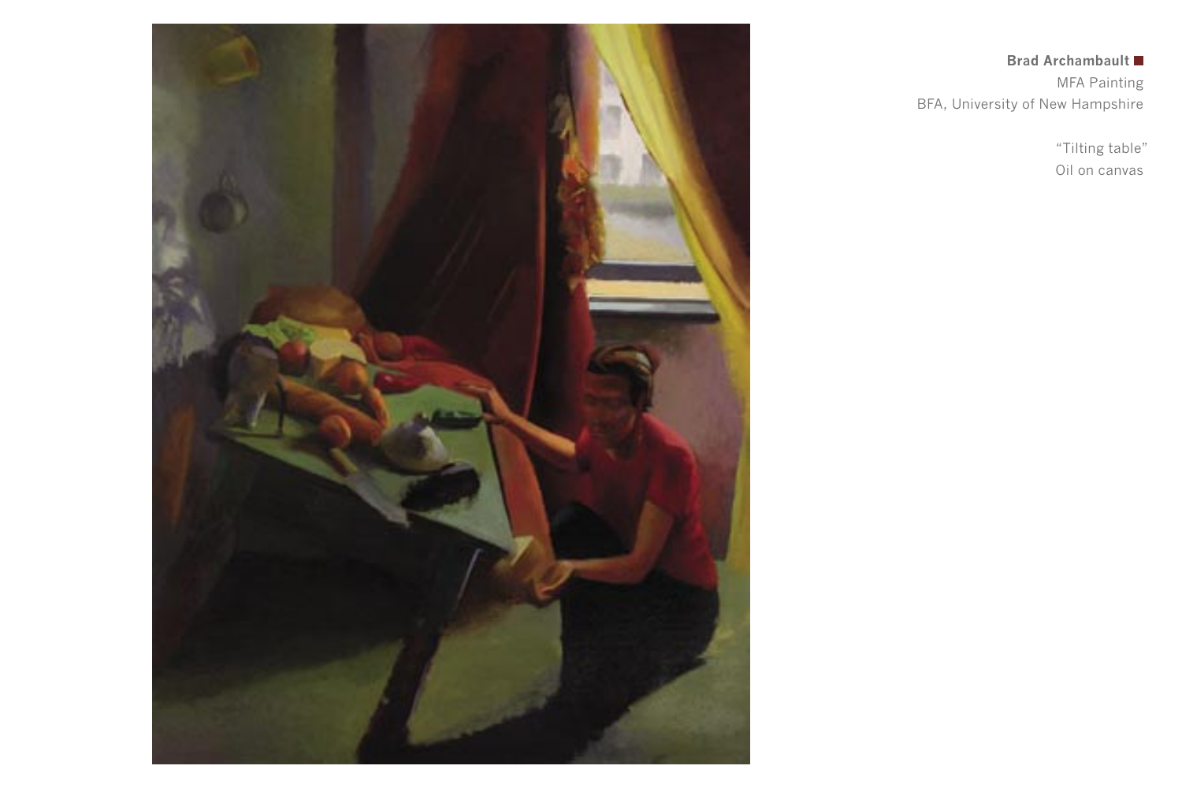**Brad Archambault**

MFA Painting

BFA, University of New Hampshire

"Tilting table"

Oil on canvas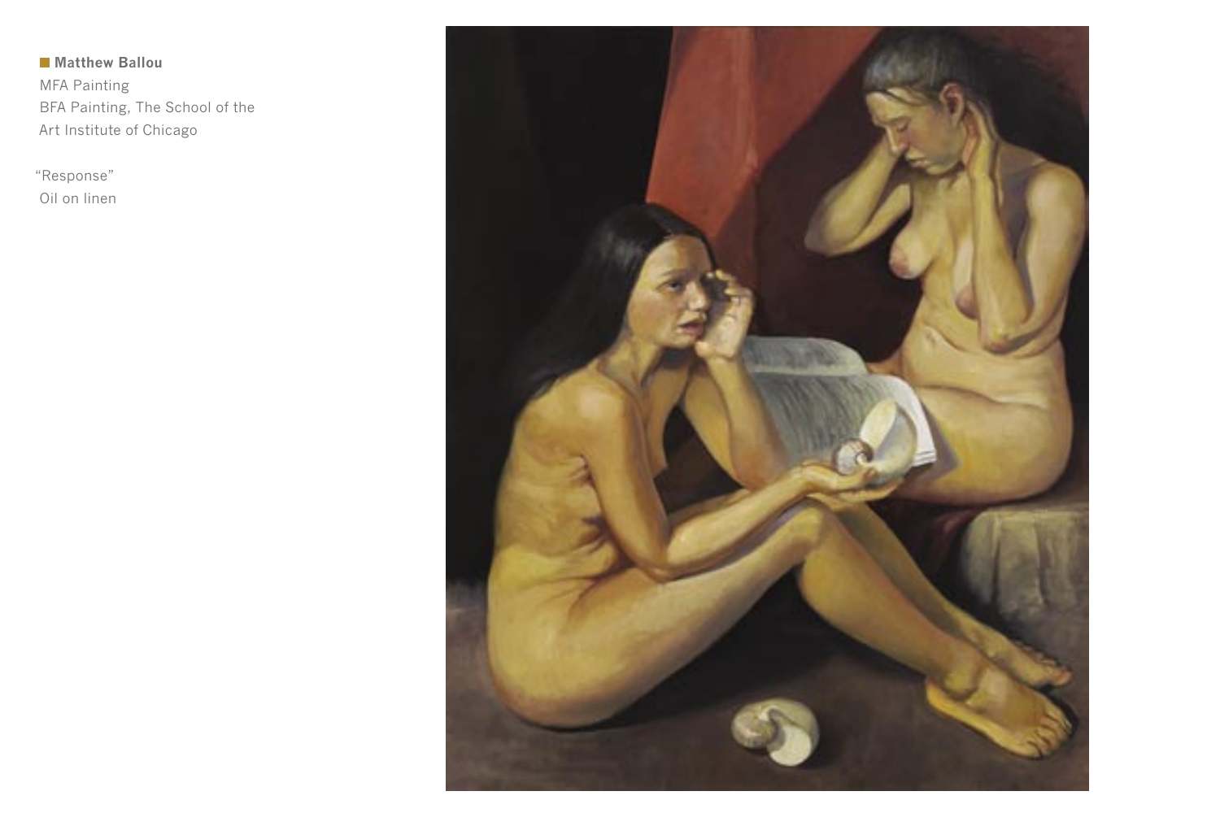**Matthew Ballou**
MFA Painting
BFA Painting, The School of the Art Institute of Chicago

"Response"
Oil on linen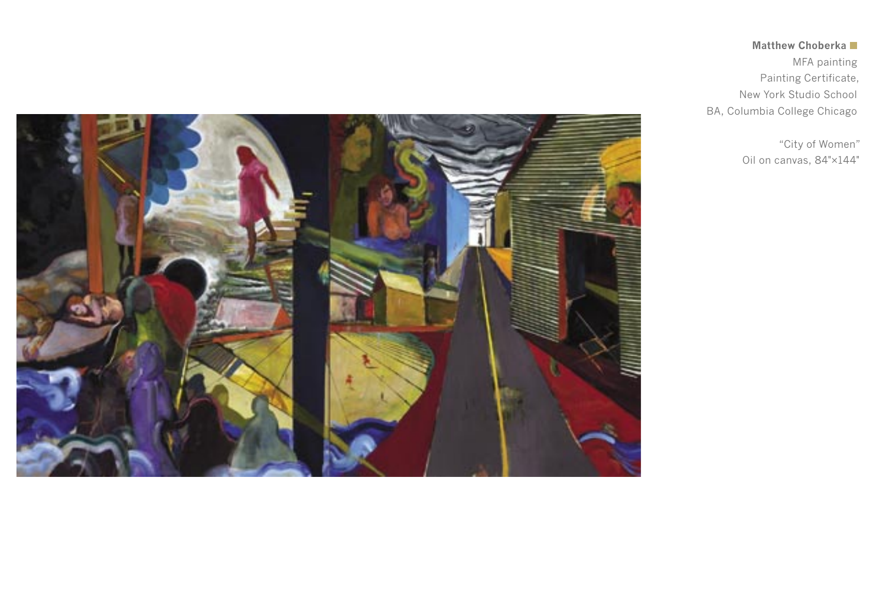**Matthew Choberka**

MFA painting

Painting Certificate,

New York Studio School

BA, Columbia College Chicago

"City of Women"

Oil on canvas, 84"×144"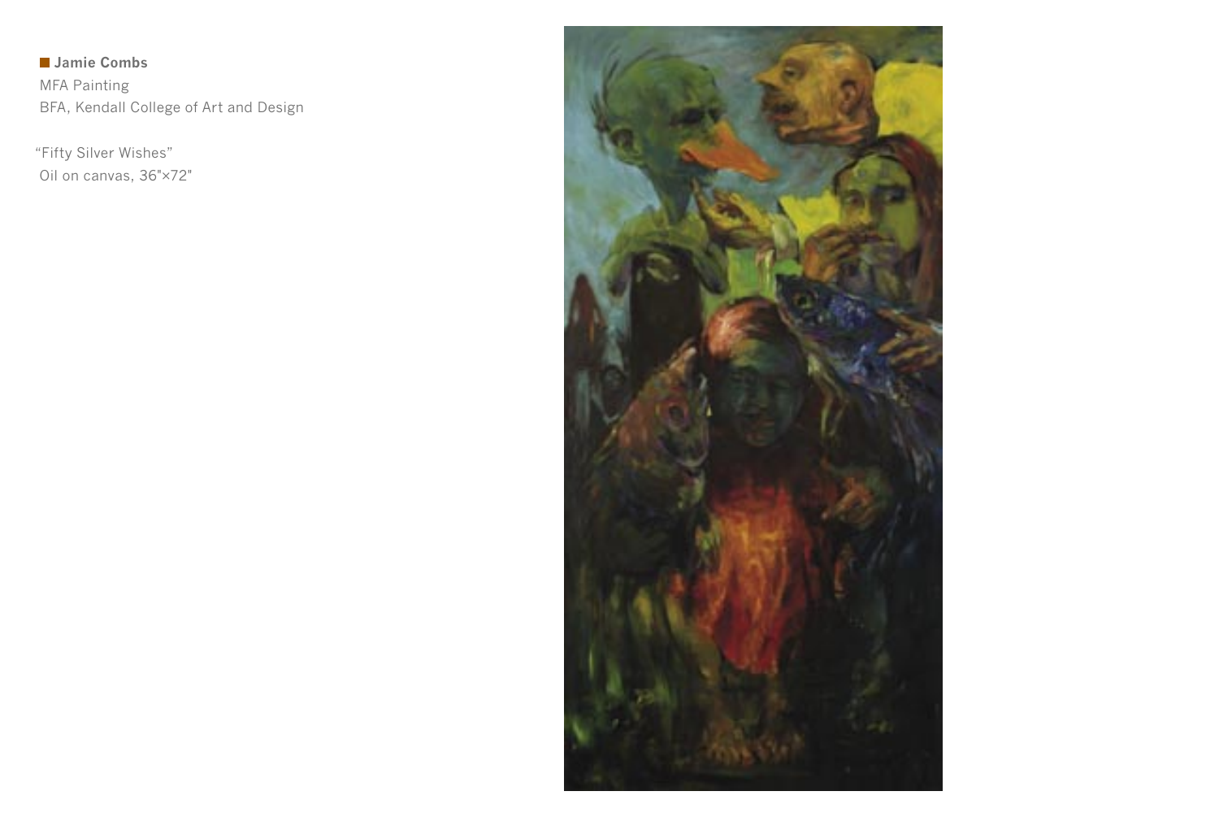**Jamie Combs**
MFA Painting
BFA, Kendall College of Art and Design

"Fifty Silver Wishes"
Oil on canvas, 36"×72"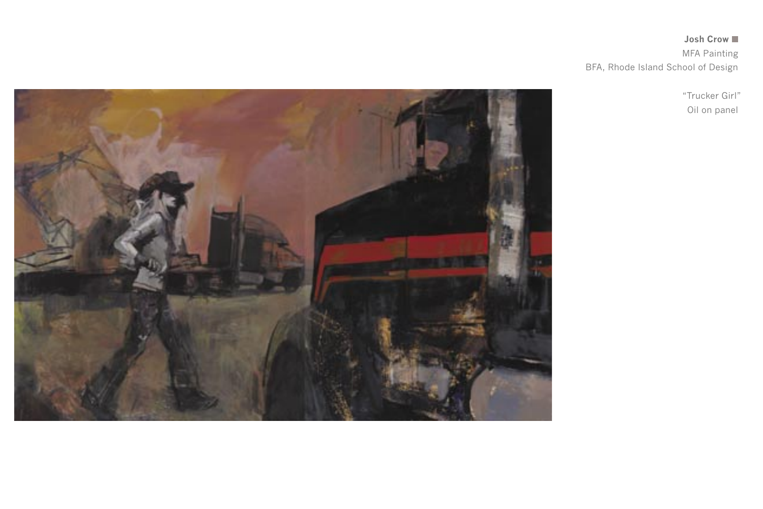**Josh Crow**
MFA Painting
BFA, Rhode Island School of Design

"Trucker Girl"
Oil on panel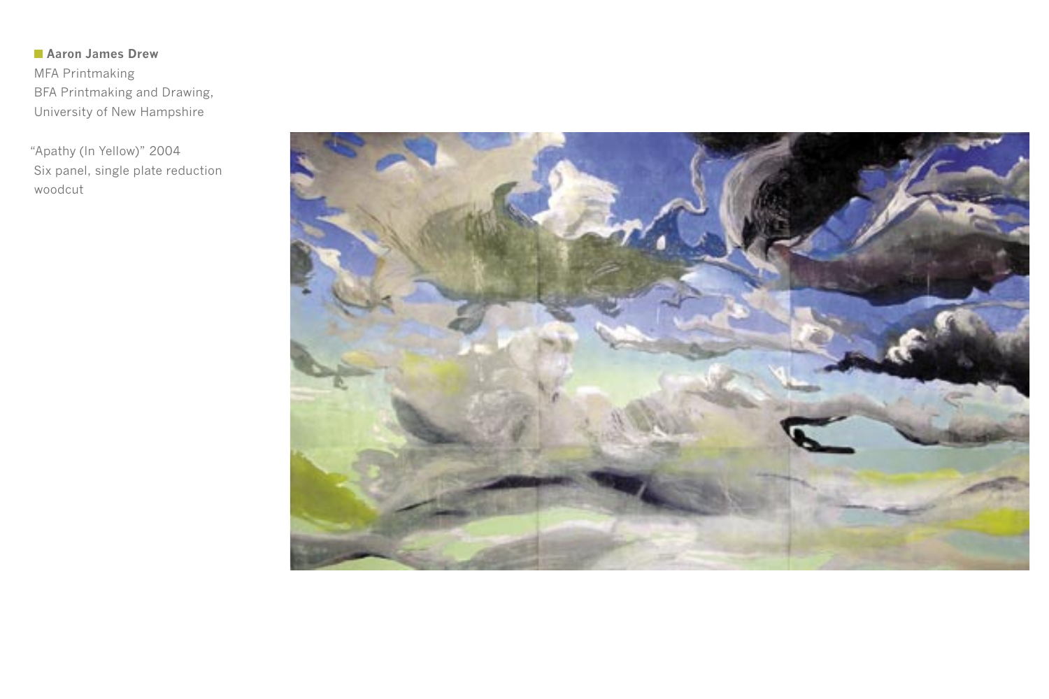**Aaron James Drew**
MFA Printmaking
BFA Printmaking and Drawing,
University of New Hampshire

"Apathy (In Yellow)" 2004
Six panel, single plate reduction woodcut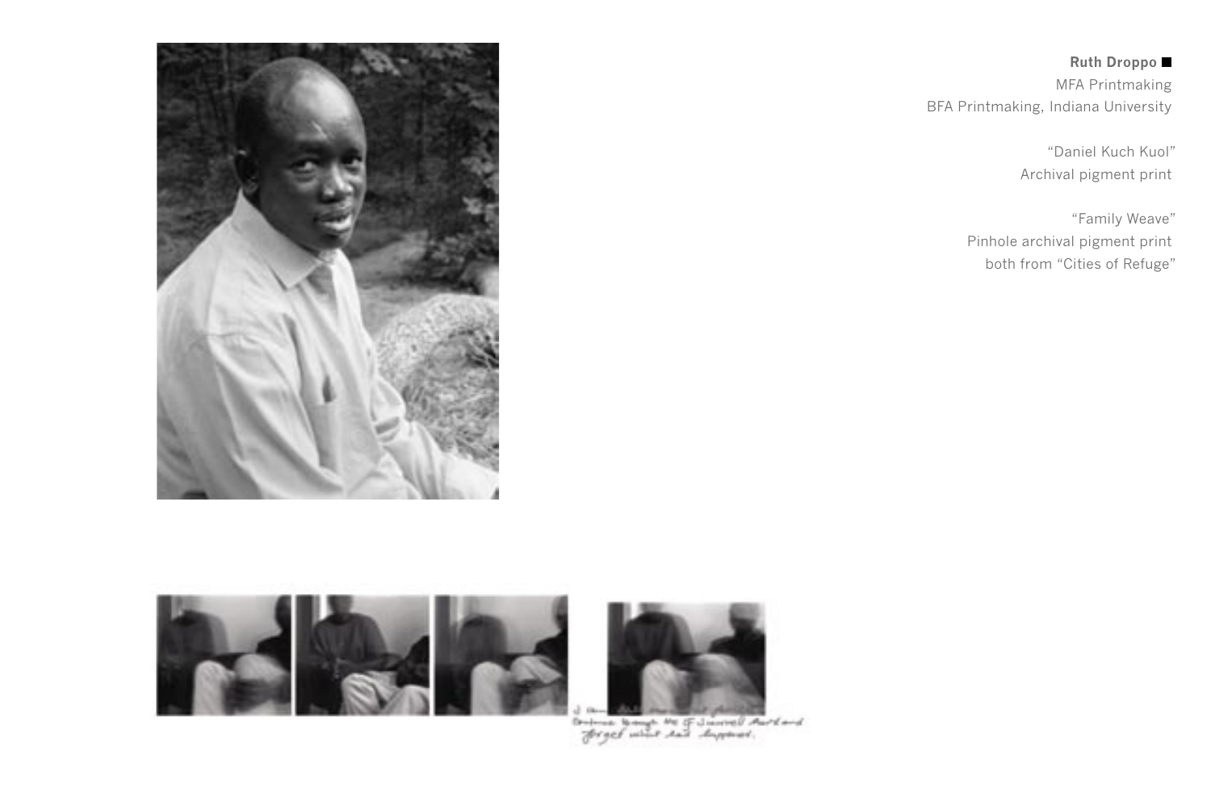**Ruth Droppo** ■

MFA Printmaking

BFA Printmaking, Indiana University

"Daniel Kuch Kuol"

Archival pigment print

"Family Weave"

Pinhole archival pigment print

both from "Cities of Refuge"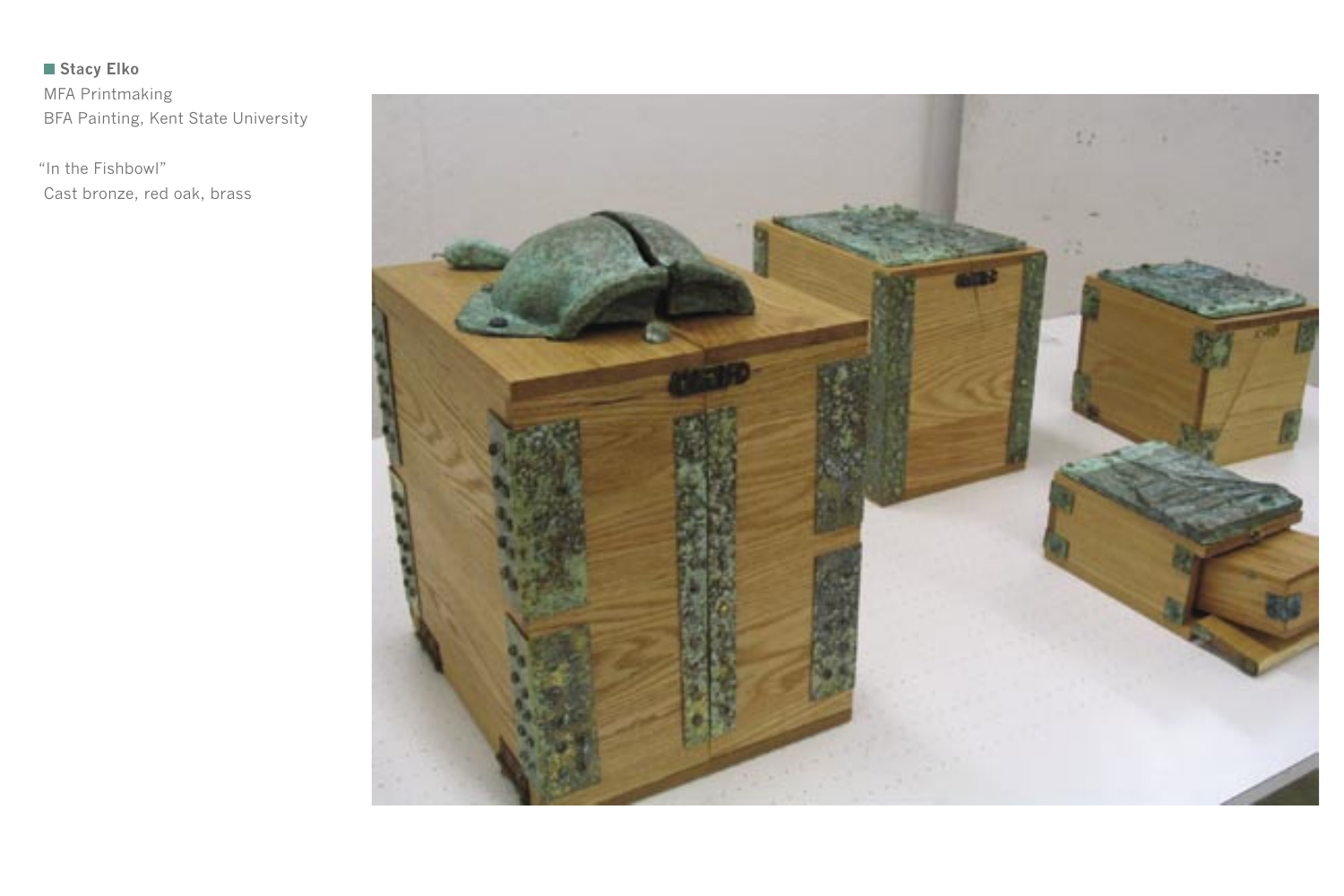**Stacy Elko**
MFA Printmaking
BFA Painting, Kent State University

"In the Fishbowl"
Cast bronze, red oak, brass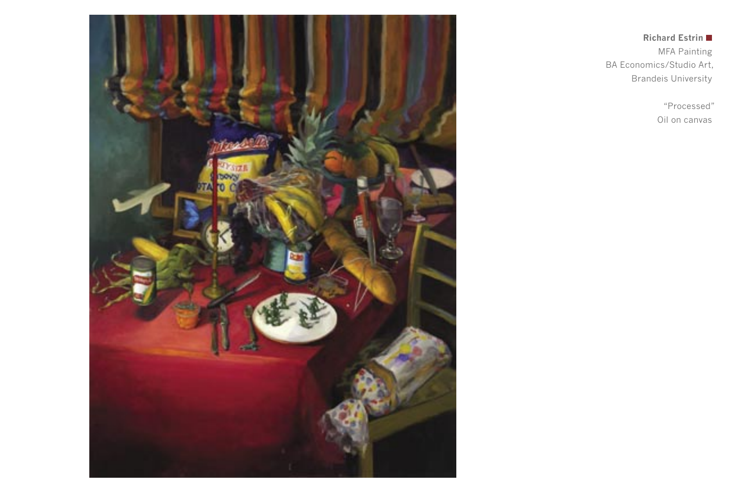**Richard Estrin**

MFA Painting

BA Economics/Studio Art,

Brandeis University

"Processed"

Oil on canvas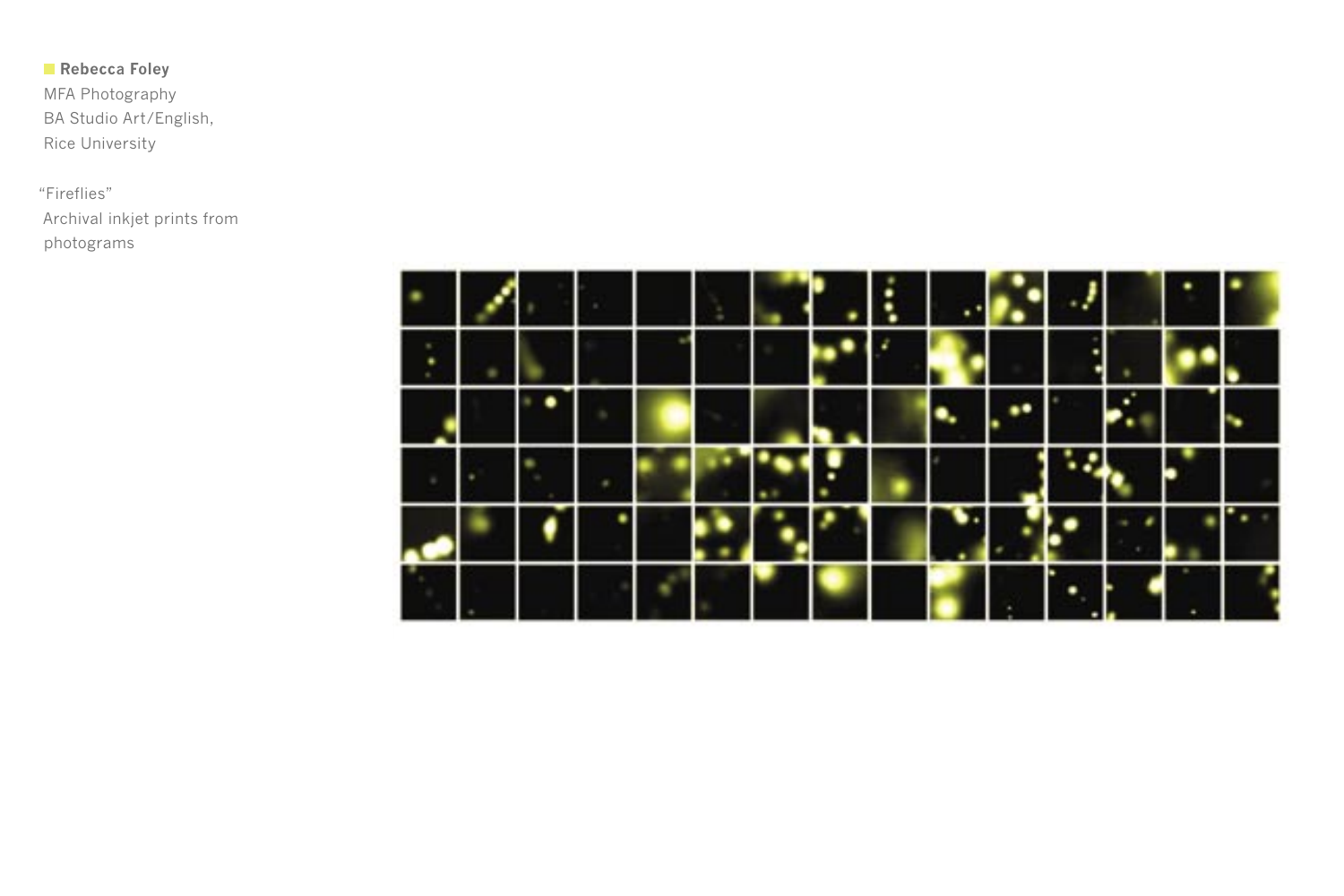**Rebecca Foley**
MFA Photography
BA Studio Art/English,
Rice University

"Fireflies"
Archival inkjet prints from
photograms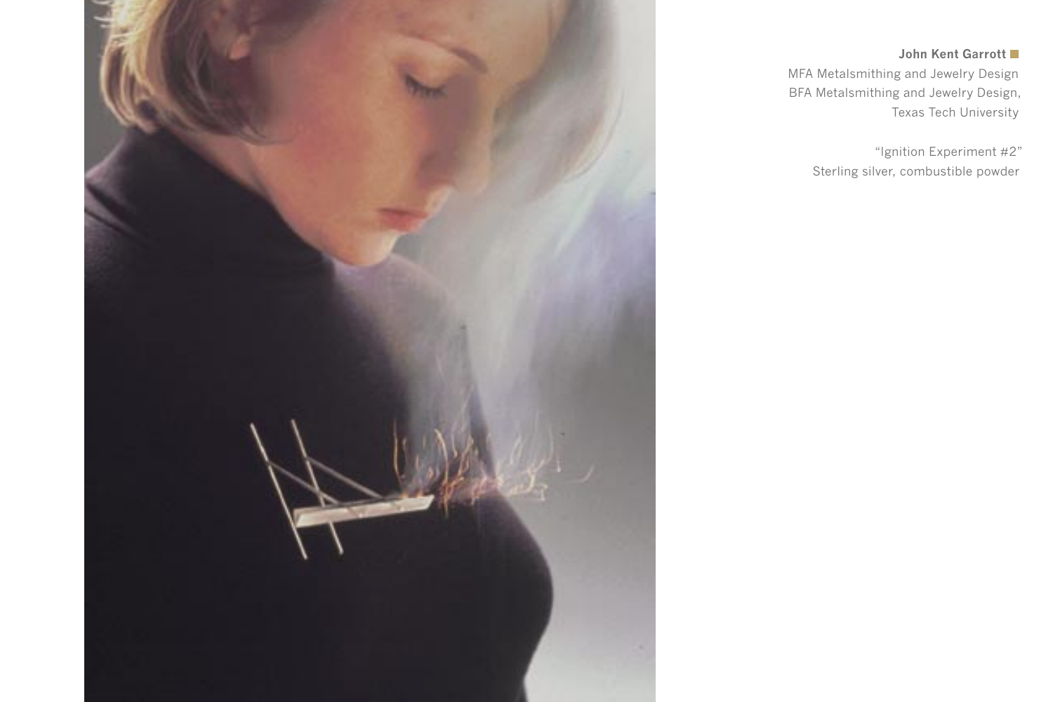**John Kent Garrott**

MFA Metalsmithing and Jewelry Design
BFA Metalsmithing and Jewelry Design,
Texas Tech University

"Ignition Experiment #2"
Sterling silver, combustible powder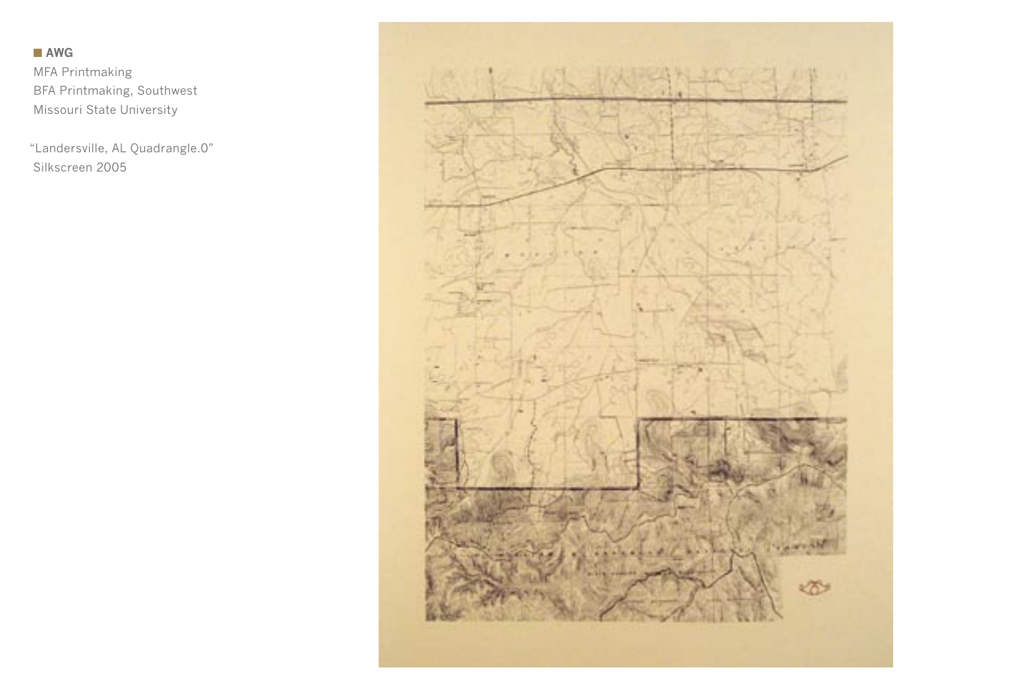**AWG**

MFA Printmaking
BFA Printmaking, Southwest Missouri State University

"Landersville, AL Quadrangle.0"
Silkscreen 2005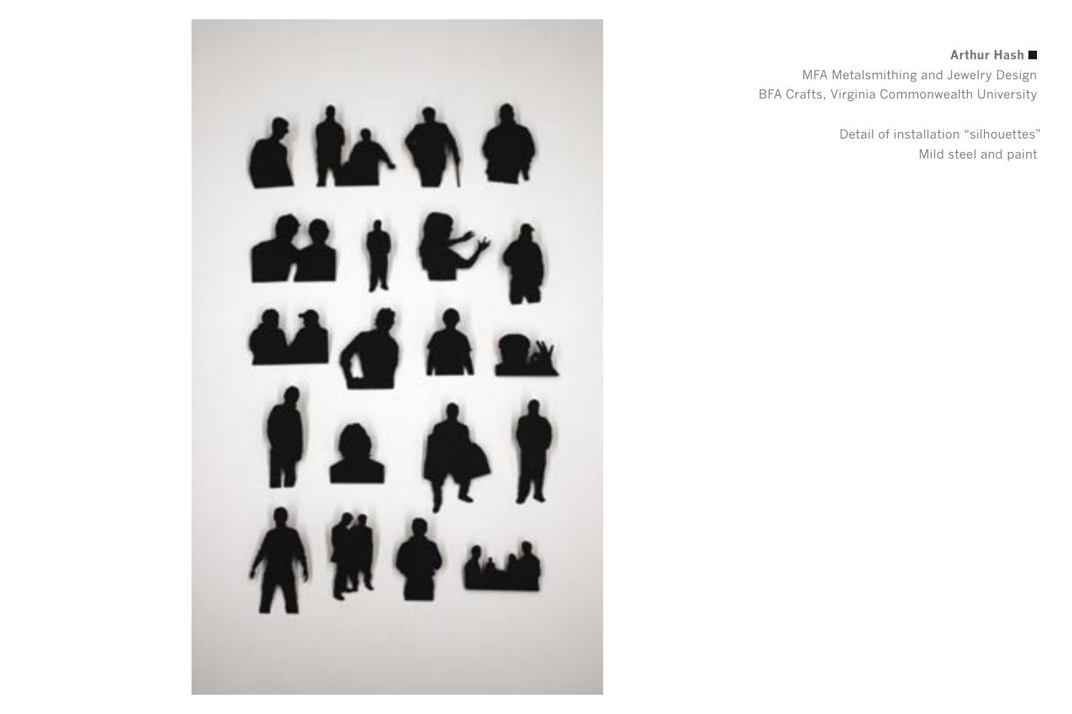**Arthur Hash** ■

MFA Metalsmithing and Jewelry Design
BFA Crafts, Virginia Commonwealth University

Detail of installation “silhouettes”
Mild steel and paint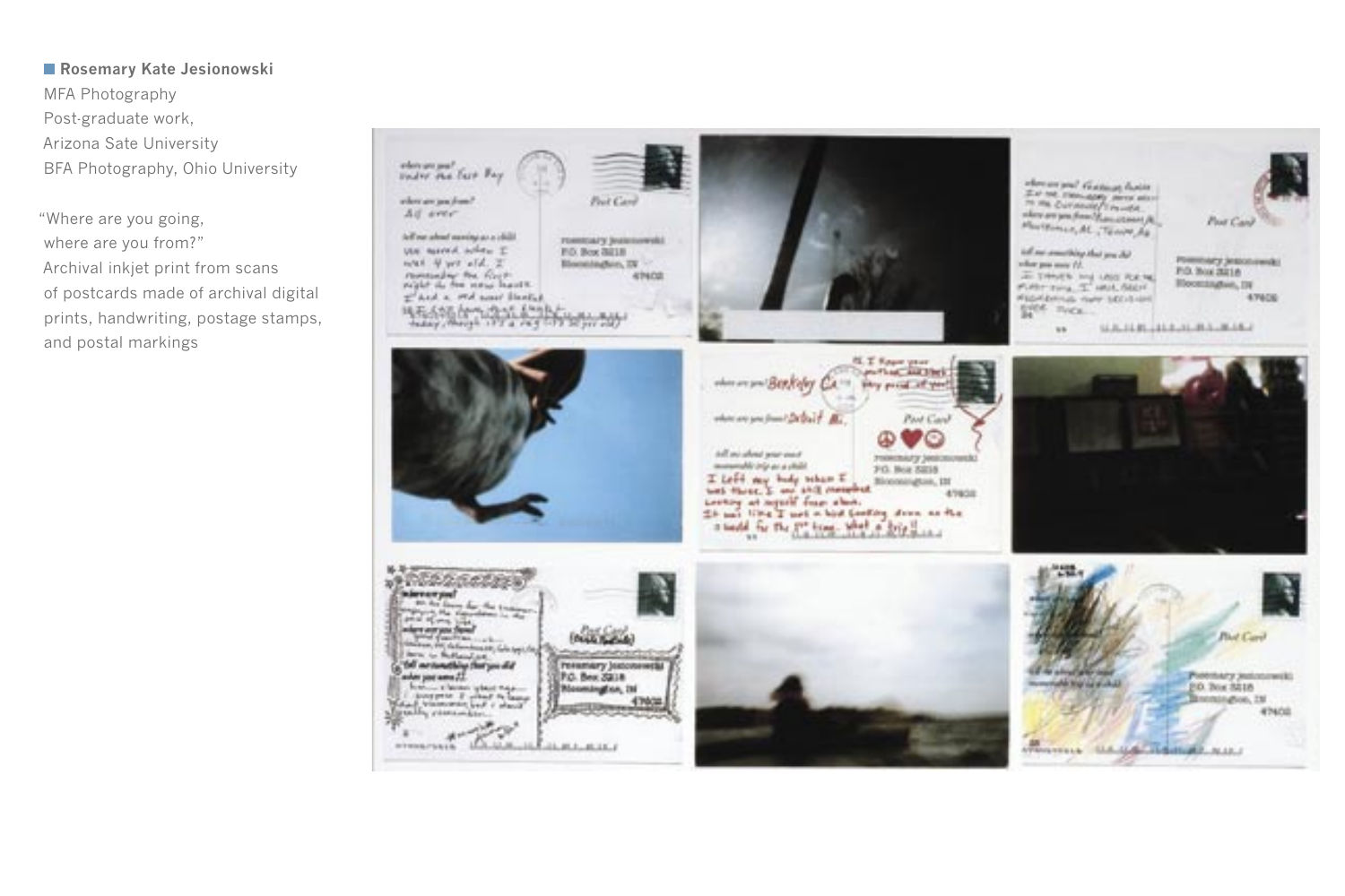**Rosemary Kate Jesionowski**

MFA Photography
Post-graduate work,
Arizona Sate University
BFA Photography, Ohio University

"Where are you going,
where are you from?"
Archival inkjet print from scans
of postcards made of archival digital
prints, handwriting, postage stamps,
and postal markings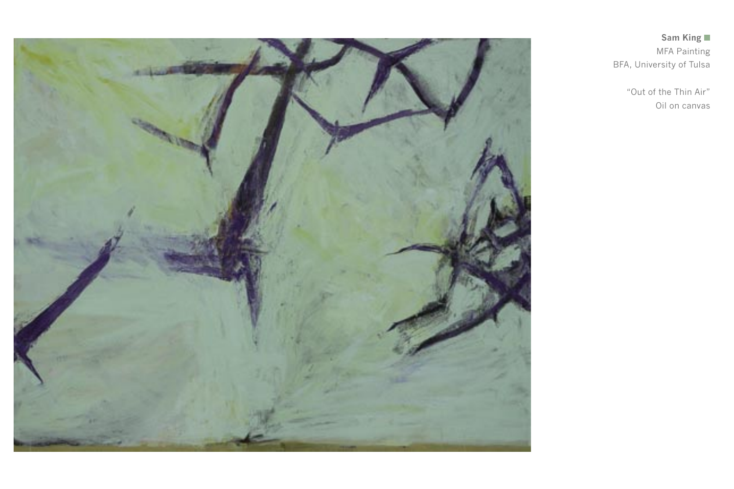**Sam King**
MFA Painting
BFA, University of Tulsa

“Out of the Thin Air”
Oil on canvas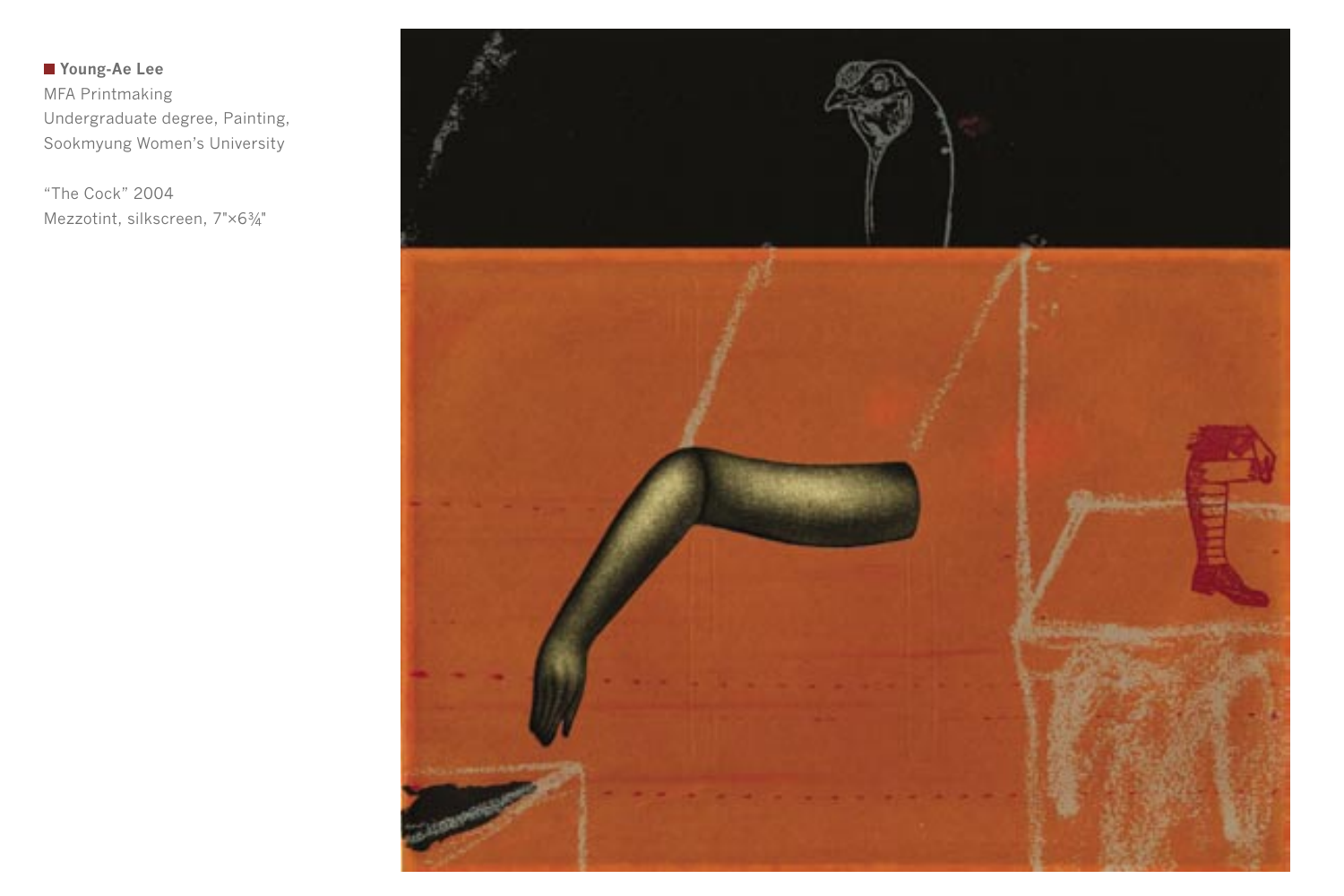**Young-Ae Lee**
MFA Printmaking
Undergraduate degree, Painting,
Sookmyung Women's University

"The Cock" 2004
Mezzotint, silkscreen, 7"×6¾"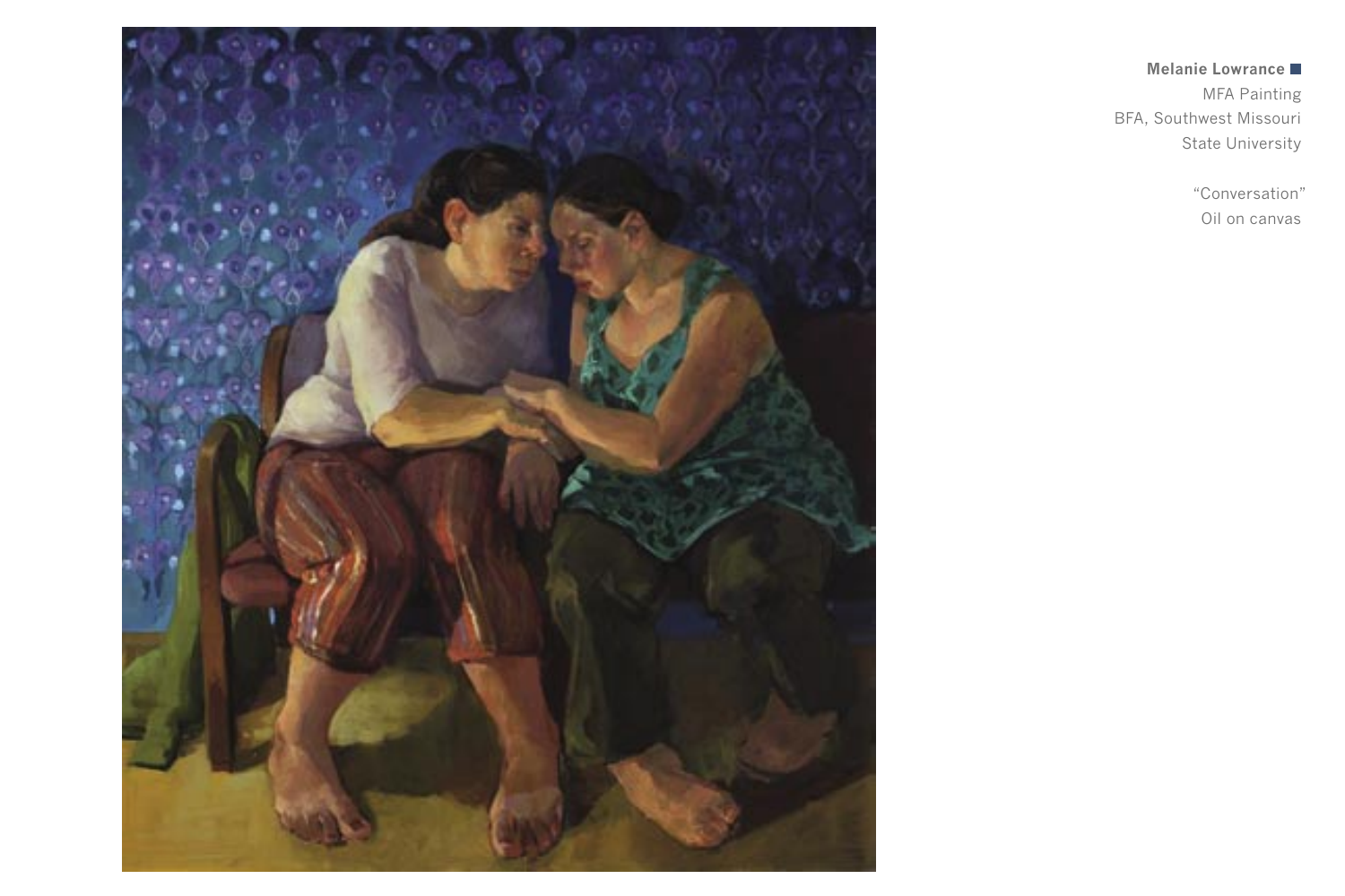**Melanie Lowrance**

MFA Painting
BFA, Southwest Missouri State University

"Conversation"
Oil on canvas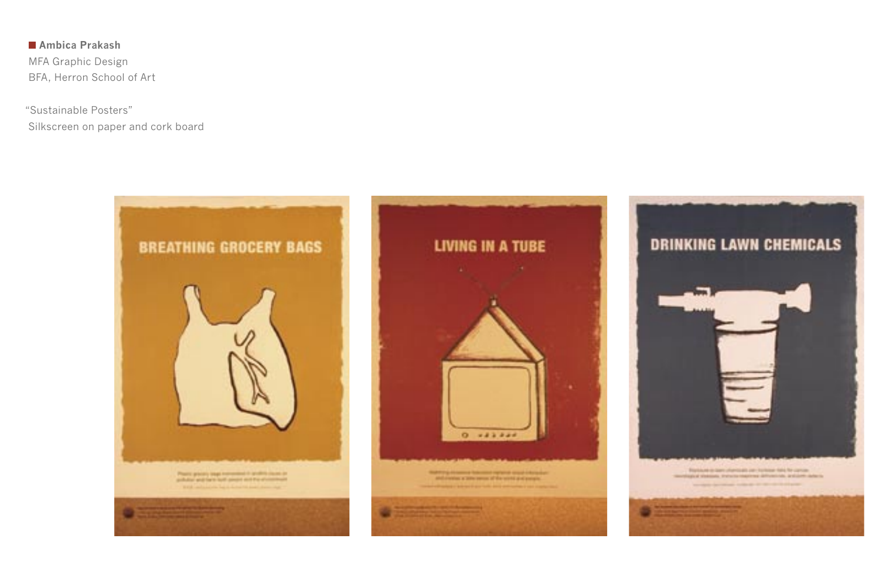**Ambica Prakash**
MFA Graphic Design
BFA, Herron School of Art

"Sustainable Posters"
Silkscreen on paper and cork board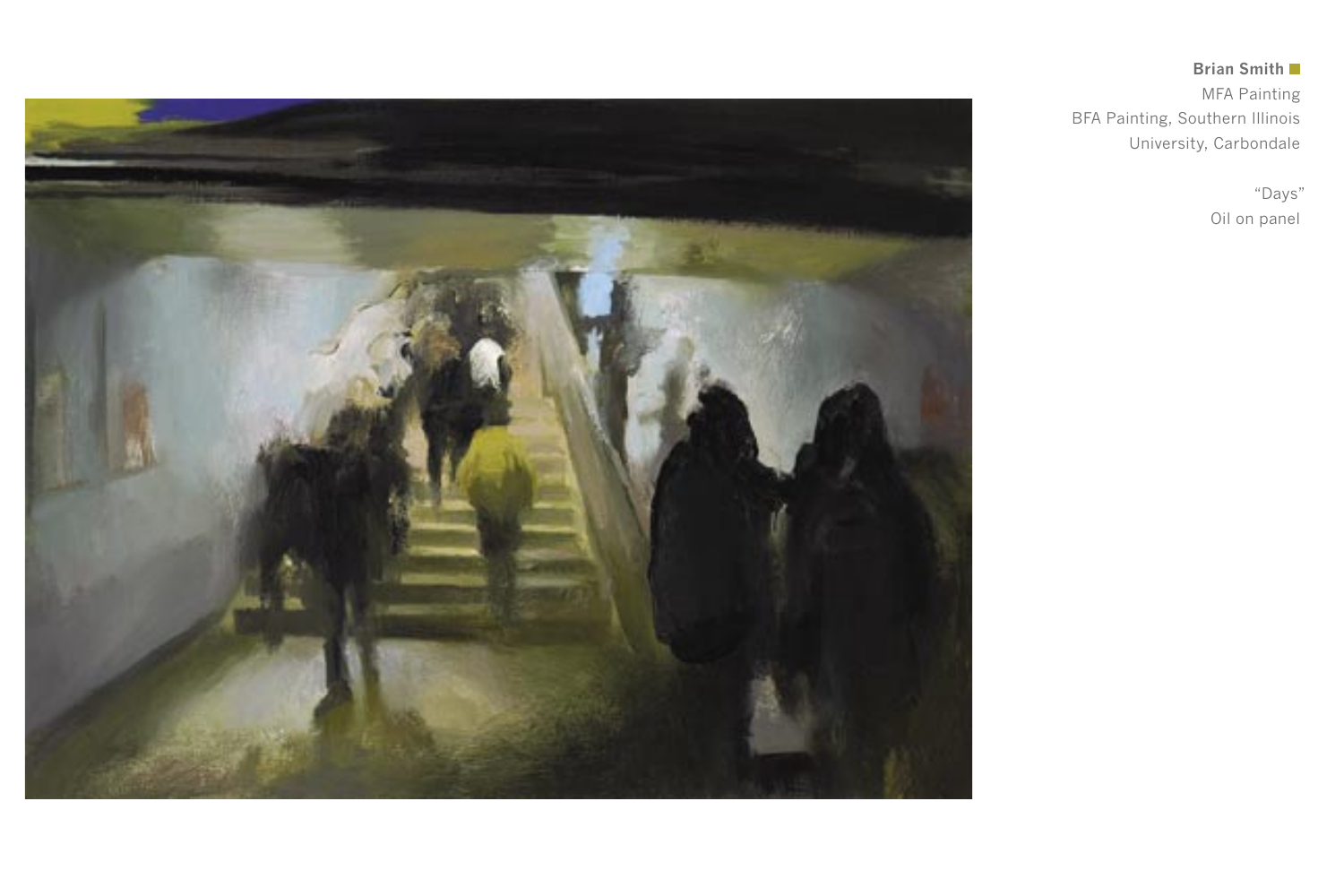**Brian Smith**

MFA Painting

BFA Painting, Southern Illinois University, Carbondale

"Days"

Oil on panel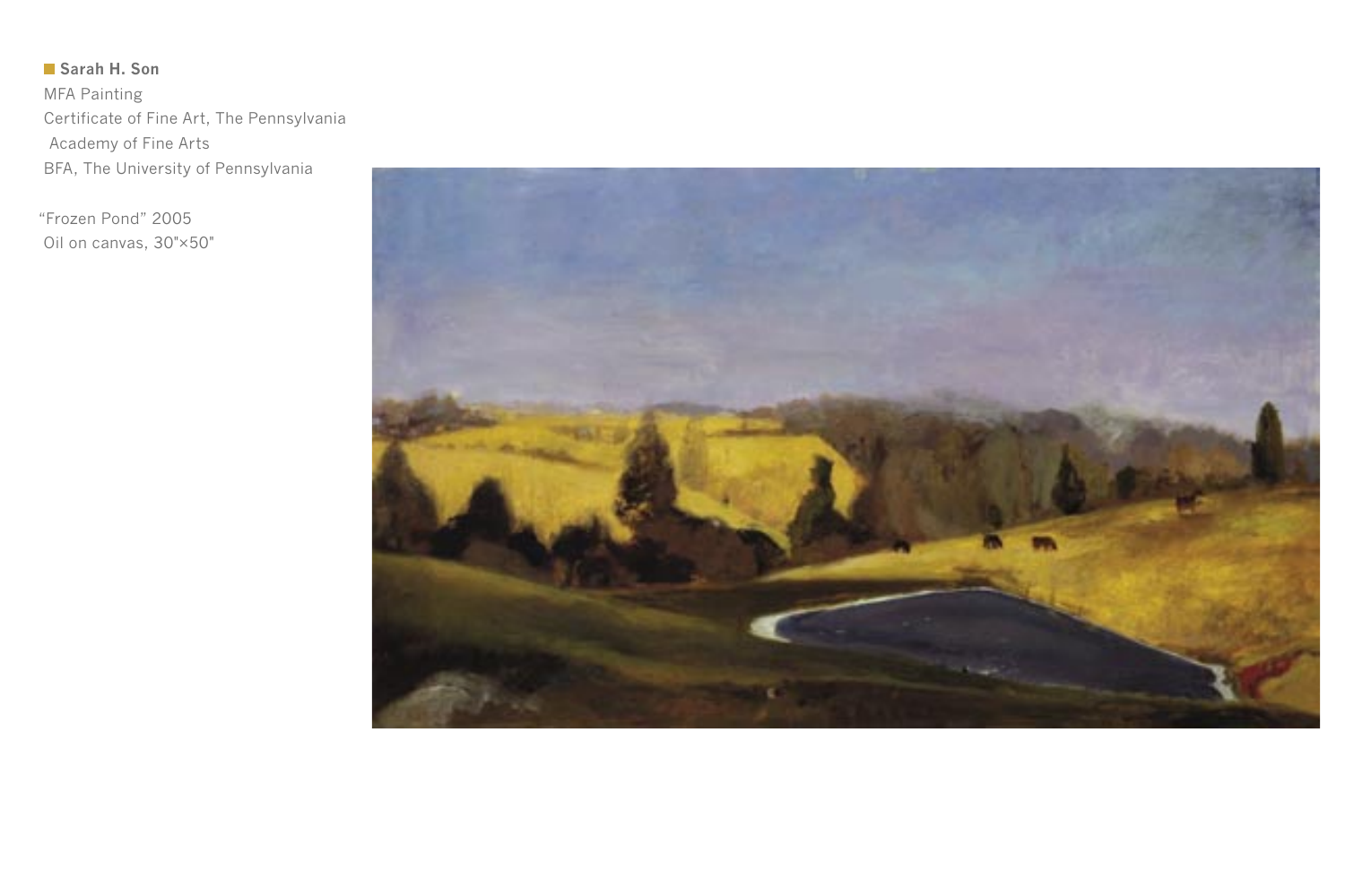**Sarah H. Son**
MFA Painting
Certificate of Fine Art, The Pennsylvania Academy of Fine Arts
BFA, The University of Pennsylvania

"Frozen Pond" 2005
Oil on canvas, 30"×50"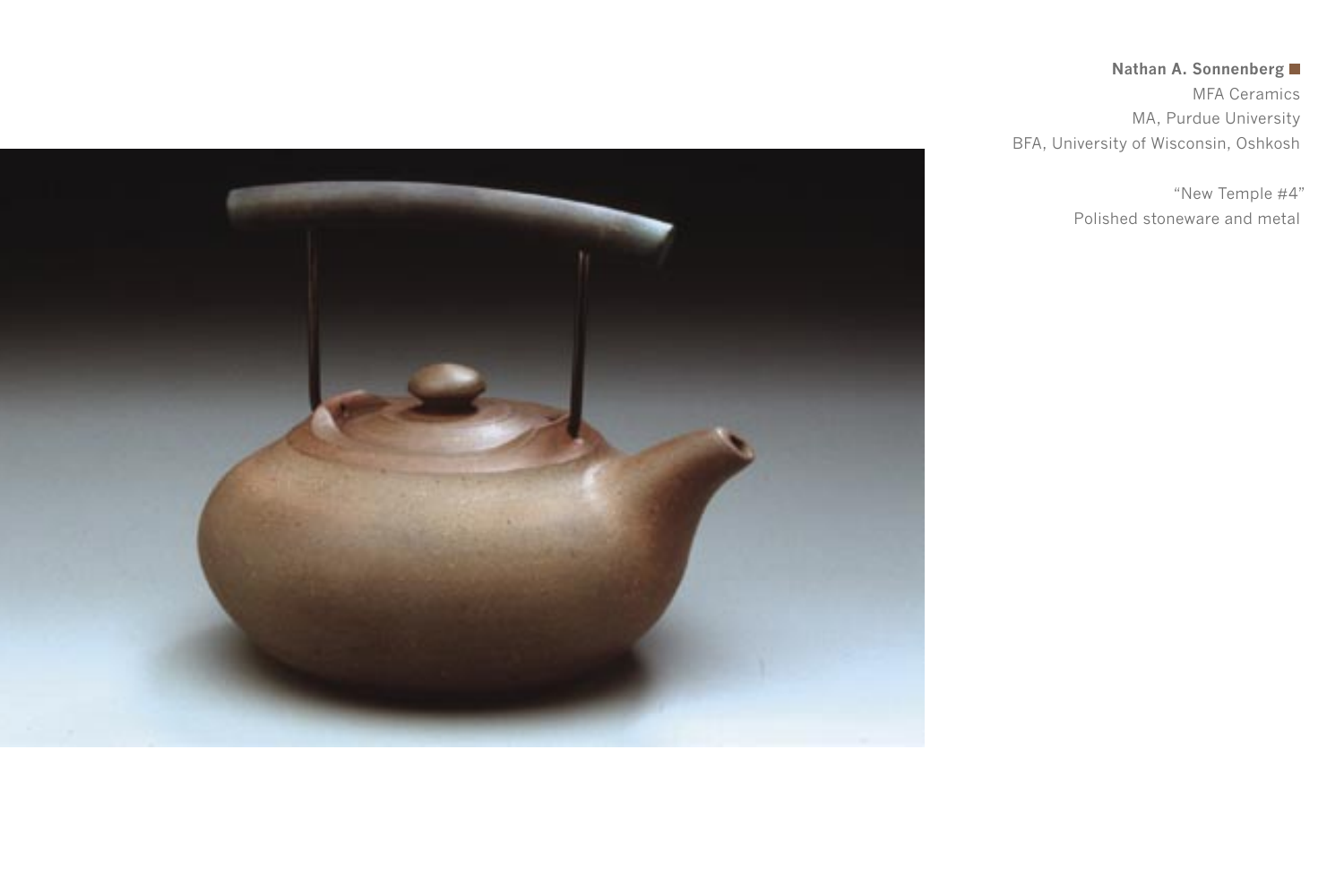**Nathan A. Sonnenberg**

MFA Ceramics

MA, Purdue University

BFA, University of Wisconsin, Oshkosh

"New Temple #4"

Polished stoneware and metal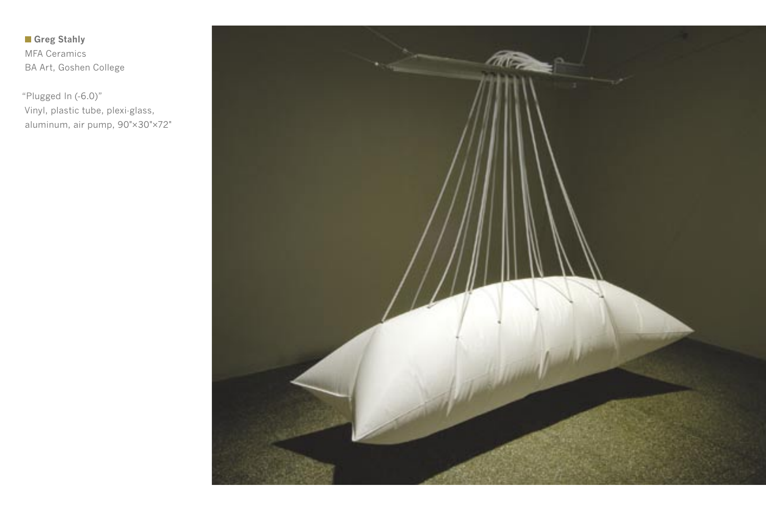**Greg Stahly**
MFA Ceramics
BA Art, Goshen College

"Plugged In (-6.0)"
Vinyl, plastic tube, plexi-glass, aluminum, air pump, 90"×30"×72"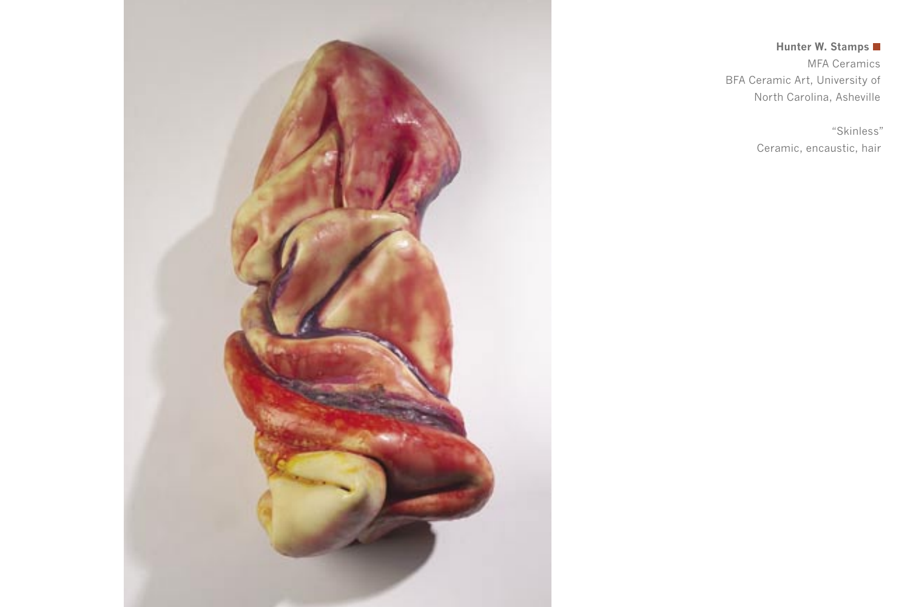**Hunter W. Stamps**

MFA Ceramics

BFA Ceramic Art, University of North Carolina, Asheville

"Skinless"

Ceramic, encaustic, hair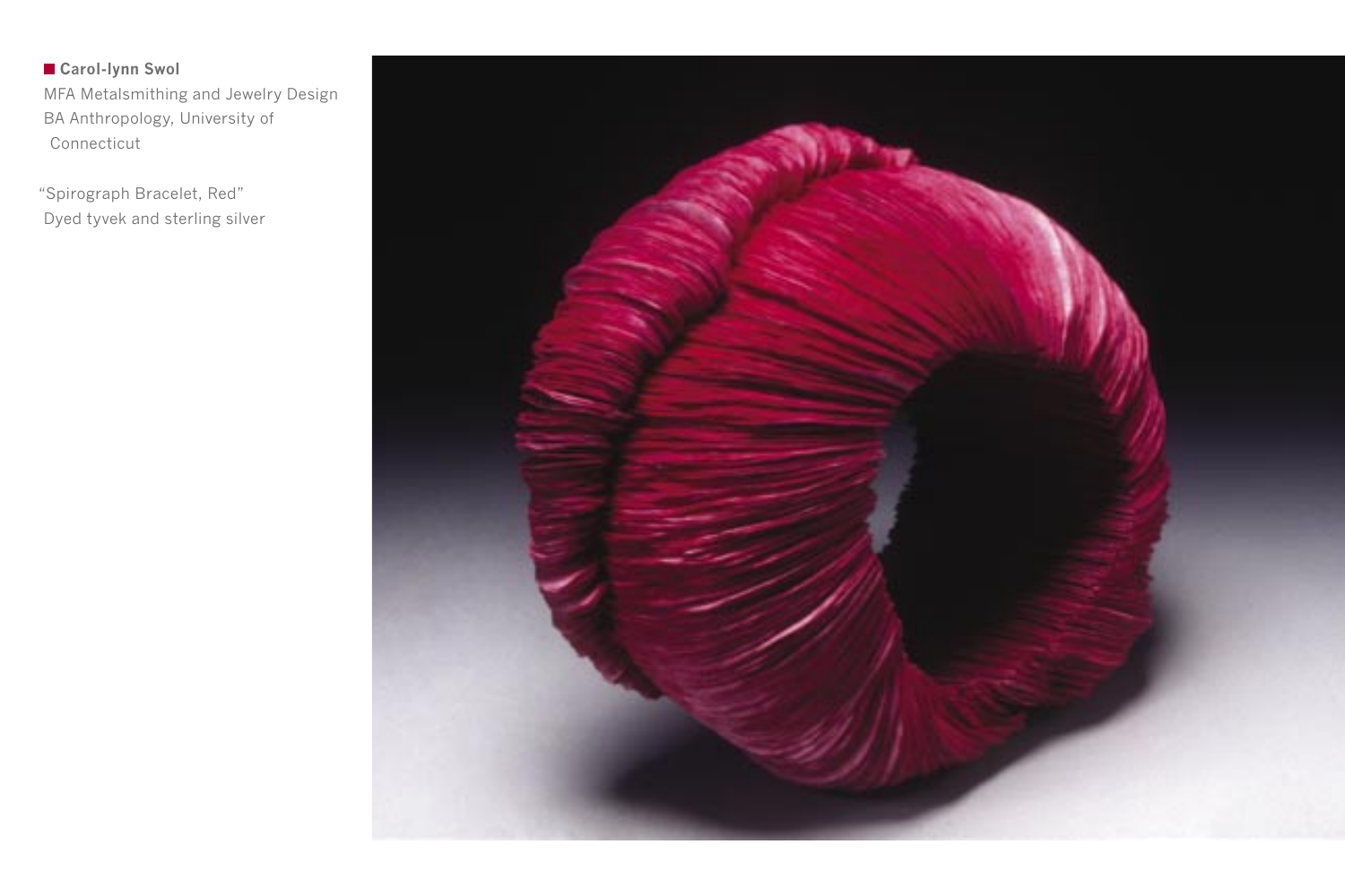**Carol-lynn Swol**
MFA Metalsmithing and Jewelry Design
BA Anthropology, University of Connecticut

"Spirograph Bracelet, Red"
Dyed tyvek and sterling silver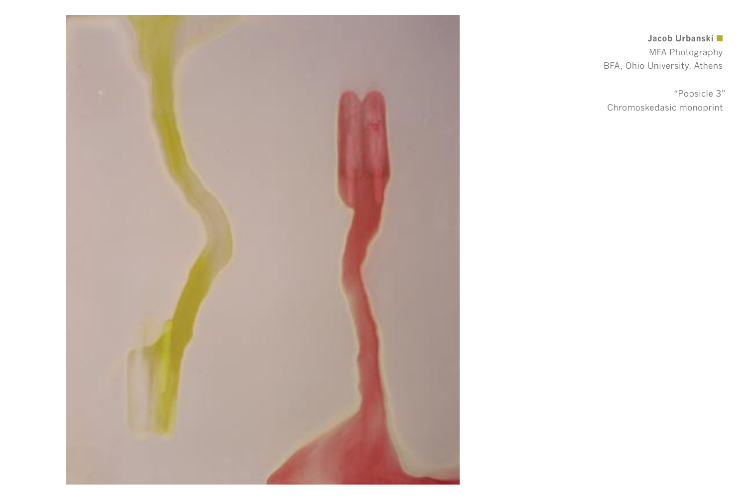**Jacob Urbanski**

MFA Photography

BFA, Ohio University, Athens

"Popsicle 3"

Chromoskedasic monoprint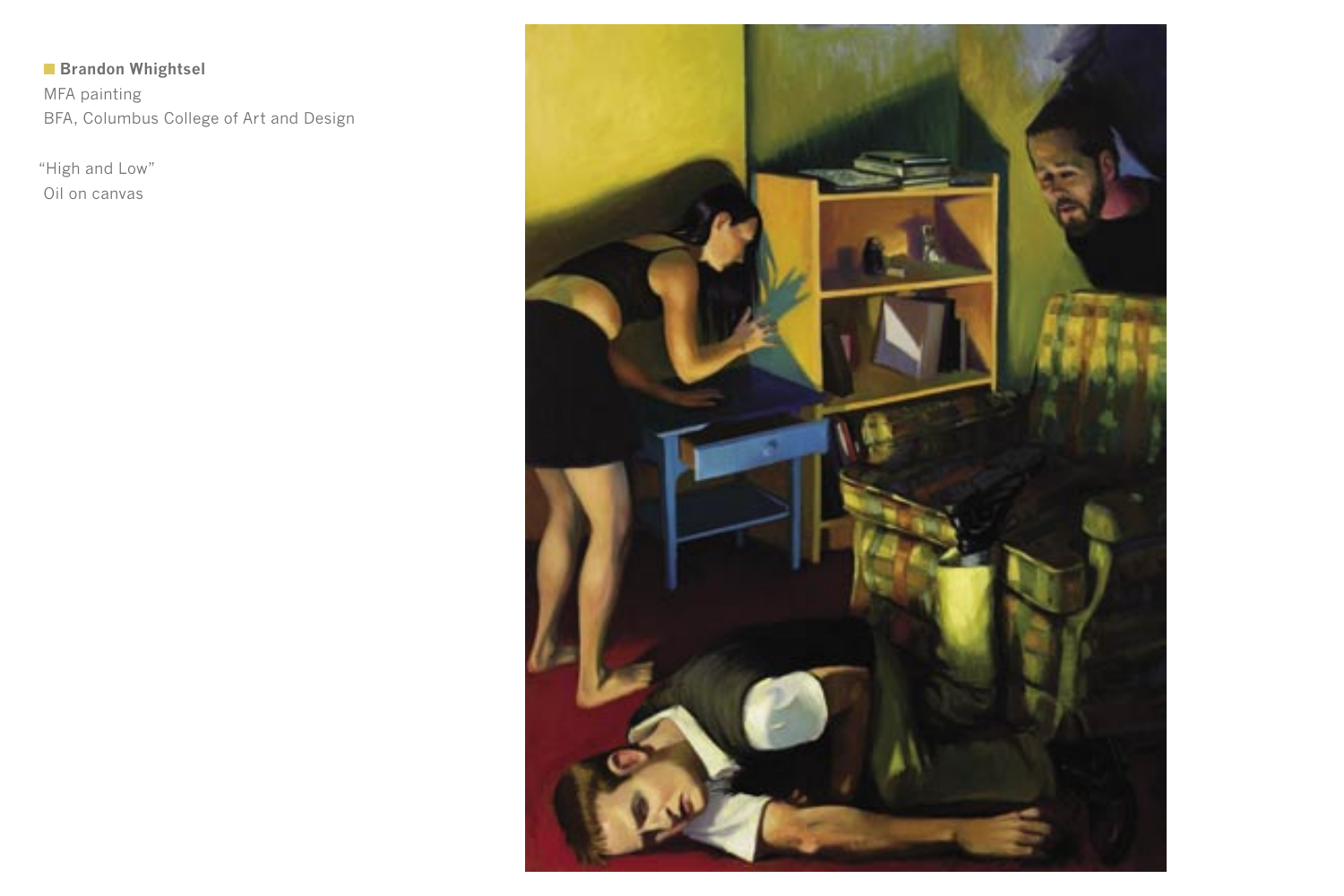**Brandon Whightsel**
MFA painting
BFA, Columbus College of Art and Design

“High and Low”
Oil on canvas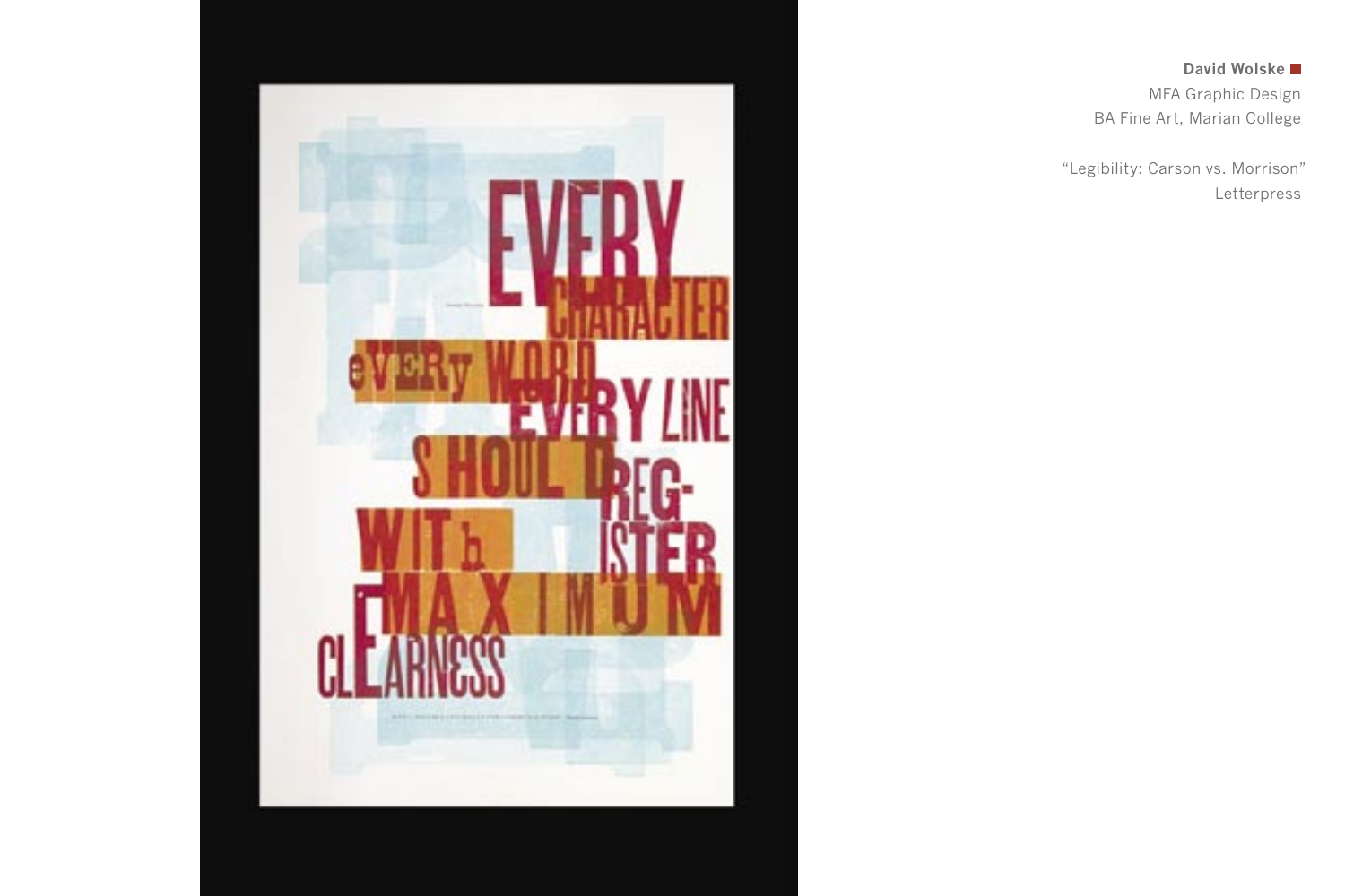**David Wolske**

MFA Graphic Design

BA Fine Art, Marian College

"Legibility: Carson vs. Morrison"

Letterpress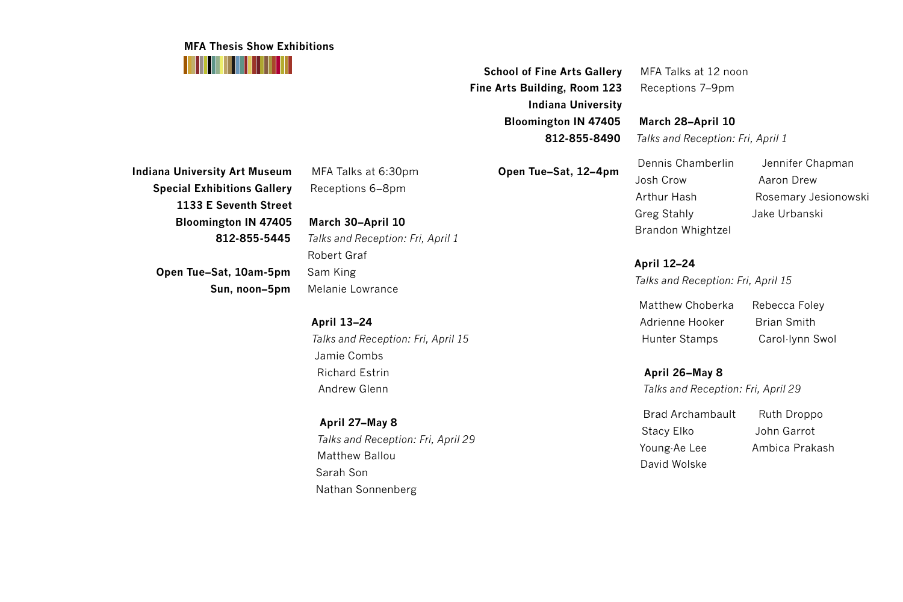## MFA Thesis Show Exhibitions

**Indiana University Art Museum**
**Special Exhibitions Gallery**
**1133 E Seventh Street**
**Bloomington IN 47405**
**812-855-5445**

**Open Tue–Sat, 10am-5pm**
**Sun, noon–5pm**

MFA Talks at 6:30pm
Receptions 6–8pm

**March 30–April 10**
*Talks and Reception: Fri, April 1*

Robert Graf
Sam King
Melanie Lowrance

**April 13–24**
*Talks and Reception: Fri, April 15*

Jamie Combs
Richard Estrin
Andrew Glenn

**April 27–May 8**
*Talks and Reception: Fri, April 29*

Matthew Ballou
Sarah Son
Nathan Sonnenberg

**School of Fine Arts Gallery**
**Fine Arts Building, Room 123**
**Indiana University**
**Bloomington IN 47405**
**812-855-8490**

**Open Tue–Sat, 12–4pm**

MFA Talks at 12 noon
Receptions 7–9pm

**March 28–April 10**
*Talks and Reception: Fri, April 1*

Dennis Chamberlin
Jennifer Chapman
Josh Crow
Aaron Drew
Arthur Hash
Rosemary Jesionowski
Greg Stahly
Jake Urbanski
Brandon Whightzel

**April 12–24**
*Talks and Reception: Fri, April 15*

Matthew Choberka
Rebecca Foley
Adrienne Hooker
Brian Smith
Hunter Stamps
Carol-lynn Swol

**April 26–May 8**
*Talks and Reception: Fri, April 29*

Brad Archambault
Ruth Droppo
Stacy Elko
John Garrot
Young-Ae Lee
Ambica Prakash
David Wolske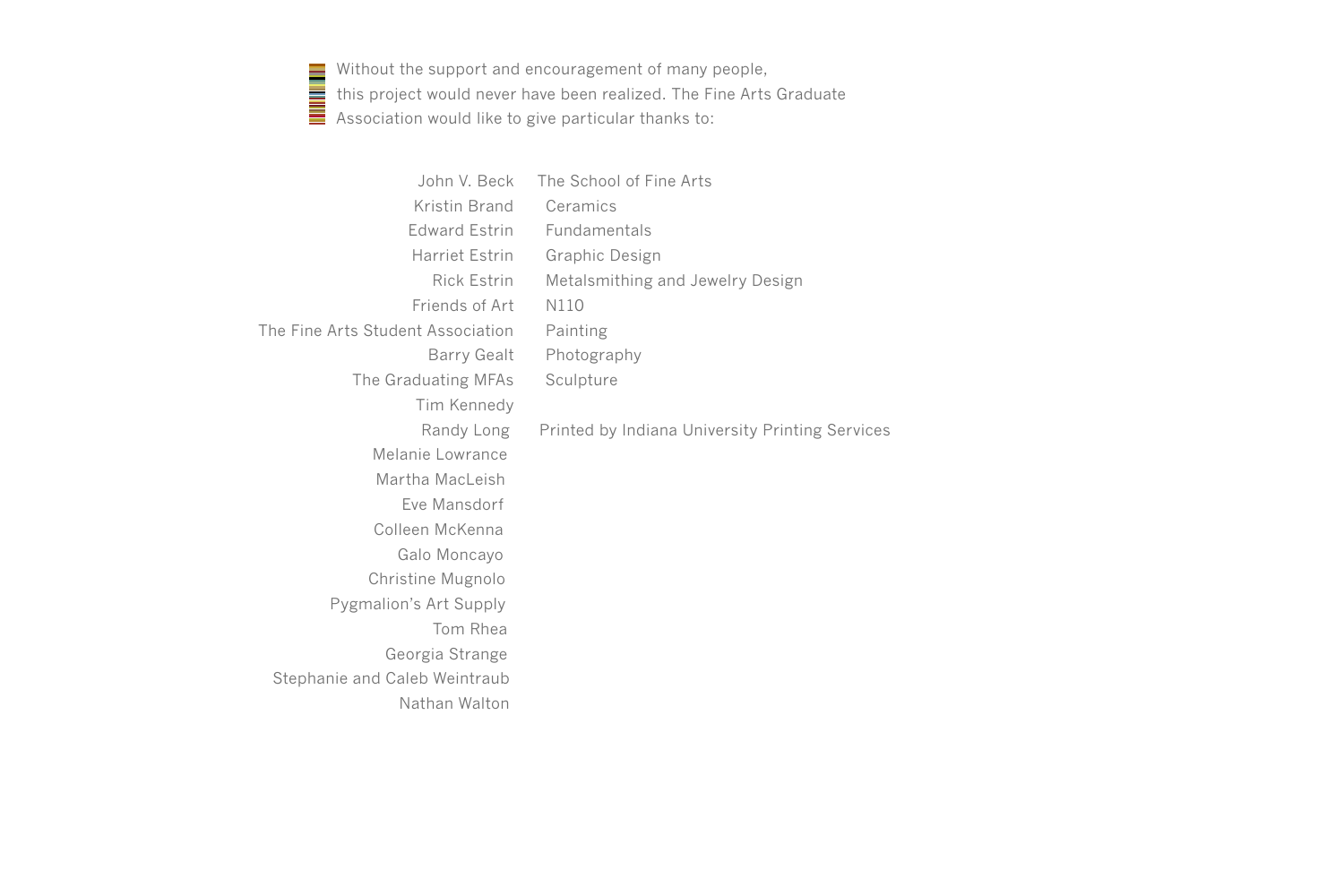Without the support and encouragement of many people, this project would never have been realized. The Fine Arts Graduate Association would like to give particular thanks to:

John V. Beck
Kristin Brand
Edward Estrin
Harriet Estrin
Rick Estrin
Friends of Art
The Fine Arts Student Association
Barry Gealt
The Graduating MFAs
Tim Kennedy
Randy Long
Melanie Lowrance
Martha MacLeish
Eve Mansdorf
Colleen McKenna
Galo Moncayo
Christine Mugnolo
Pygmalion's Art Supply
Tom Rhea
Georgia Strange
Stephanie and Caleb Weintraub
Nathan Walton

The School of Fine Arts
- Ceramics
- Fundamentals
- Graphic Design
- Metalsmithing and Jewelry Design
- N110
- Painting
- Photography
- Sculpture

Printed by Indiana University Printing Services